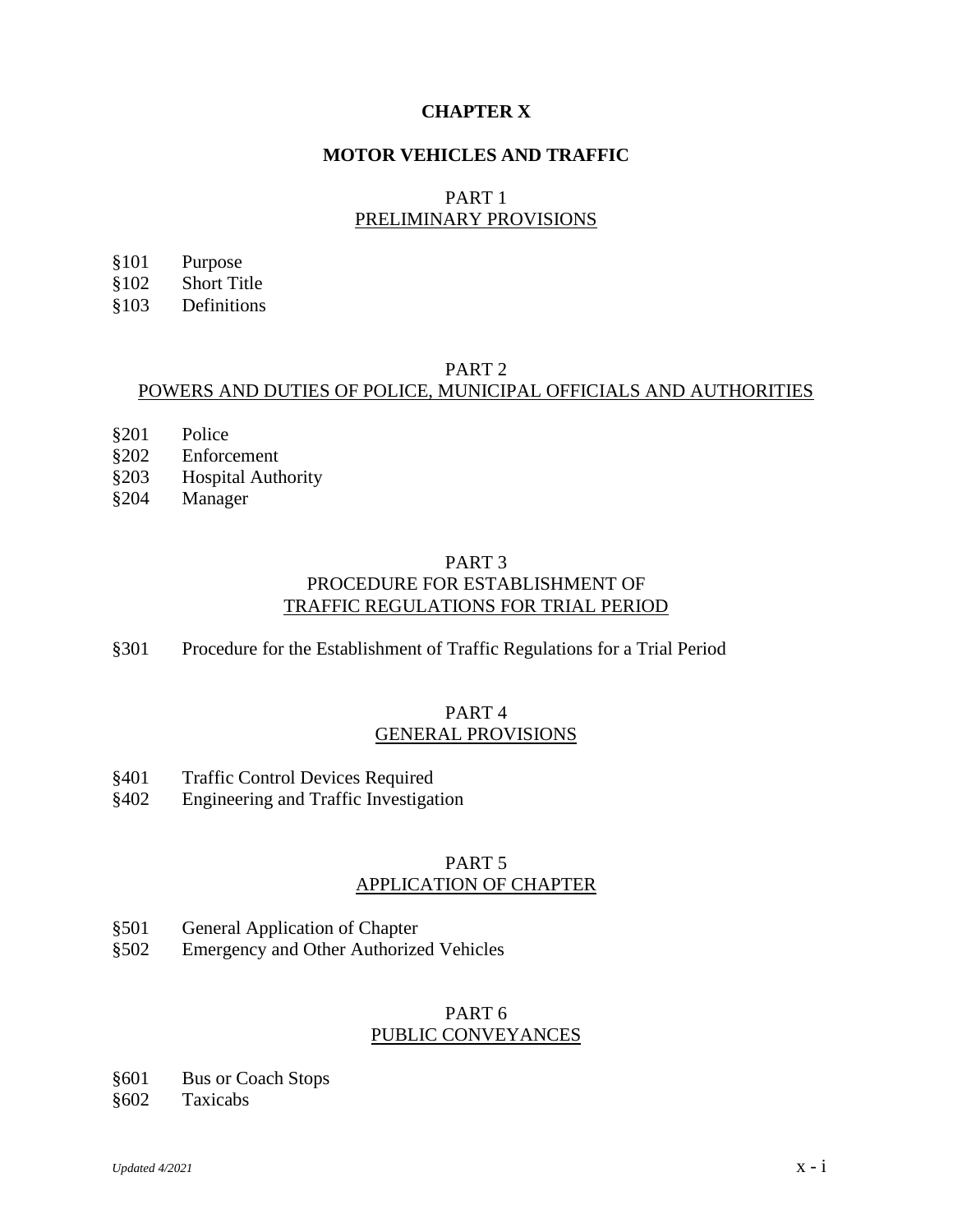# CHAPTER X

# MOTOR VEHICLES AND TRAFFIC

## PART 1
## PRELIMINARY PROVISIONS

§101 Purpose
§102 Short Title
§103 Definitions

## PART 2
## POWERS AND DUTIES OF POLICE, MUNICIPAL OFFICIALS AND AUTHORITIES

§201 Police
§202 Enforcement
§203 Hospital Authority
§204 Manager

## PART 3
## PROCEDURE FOR ESTABLISHMENT OF TRAFFIC REGULATIONS FOR TRIAL PERIOD

§301 Procedure for the Establishment of Traffic Regulations for a Trial Period

## PART 4
## GENERAL PROVISIONS

§401 Traffic Control Devices Required
§402 Engineering and Traffic Investigation

## PART 5
## APPLICATION OF CHAPTER

§501 General Application of Chapter
§502 Emergency and Other Authorized Vehicles

## PART 6
## PUBLIC CONVEYANCES

§601 Bus or Coach Stops
§602 Taxicabs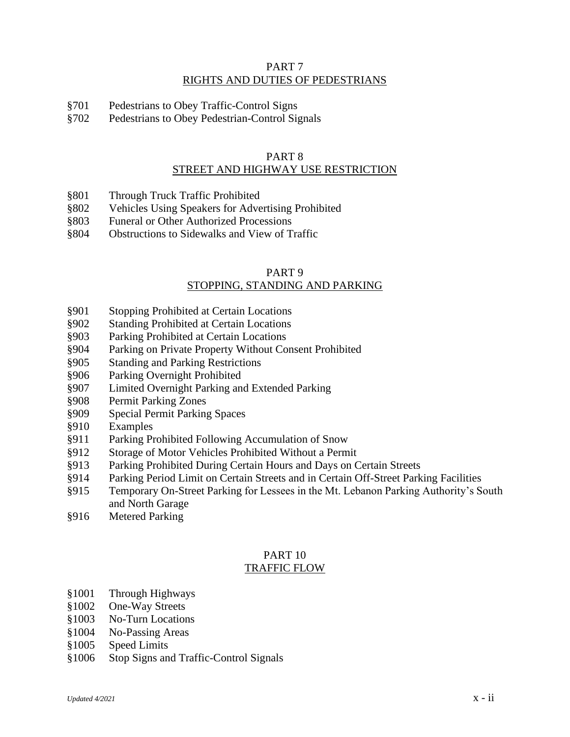## PART 7
## RIGHTS AND DUTIES OF PEDESTRIANS

§701 Pedestrians to Obey Traffic-Control Signs
§702 Pedestrians to Obey Pedestrian-Control Signals

## PART 8
## STREET AND HIGHWAY USE RESTRICTION

§801 Through Truck Traffic Prohibited
§802 Vehicles Using Speakers for Advertising Prohibited
§803 Funeral or Other Authorized Processions
§804 Obstructions to Sidewalks and View of Traffic

## PART 9
## STOPPING, STANDING AND PARKING

§901 Stopping Prohibited at Certain Locations
§902 Standing Prohibited at Certain Locations
§903 Parking Prohibited at Certain Locations
§904 Parking on Private Property Without Consent Prohibited
§905 Standing and Parking Restrictions
§906 Parking Overnight Prohibited
§907 Limited Overnight Parking and Extended Parking
§908 Permit Parking Zones
§909 Special Permit Parking Spaces
§910 Examples
§911 Parking Prohibited Following Accumulation of Snow
§912 Storage of Motor Vehicles Prohibited Without a Permit
§913 Parking Prohibited During Certain Hours and Days on Certain Streets
§914 Parking Period Limit on Certain Streets and in Certain Off-Street Parking Facilities
§915 Temporary On-Street Parking for Lessees in the Mt. Lebanon Parking Authority's South and North Garage
§916 Metered Parking

## PART 10
## TRAFFIC FLOW

§1001 Through Highways
§1002 One-Way Streets
§1003 No-Turn Locations
§1004 No-Passing Areas
§1005 Speed Limits
§1006 Stop Signs and Traffic-Control Signals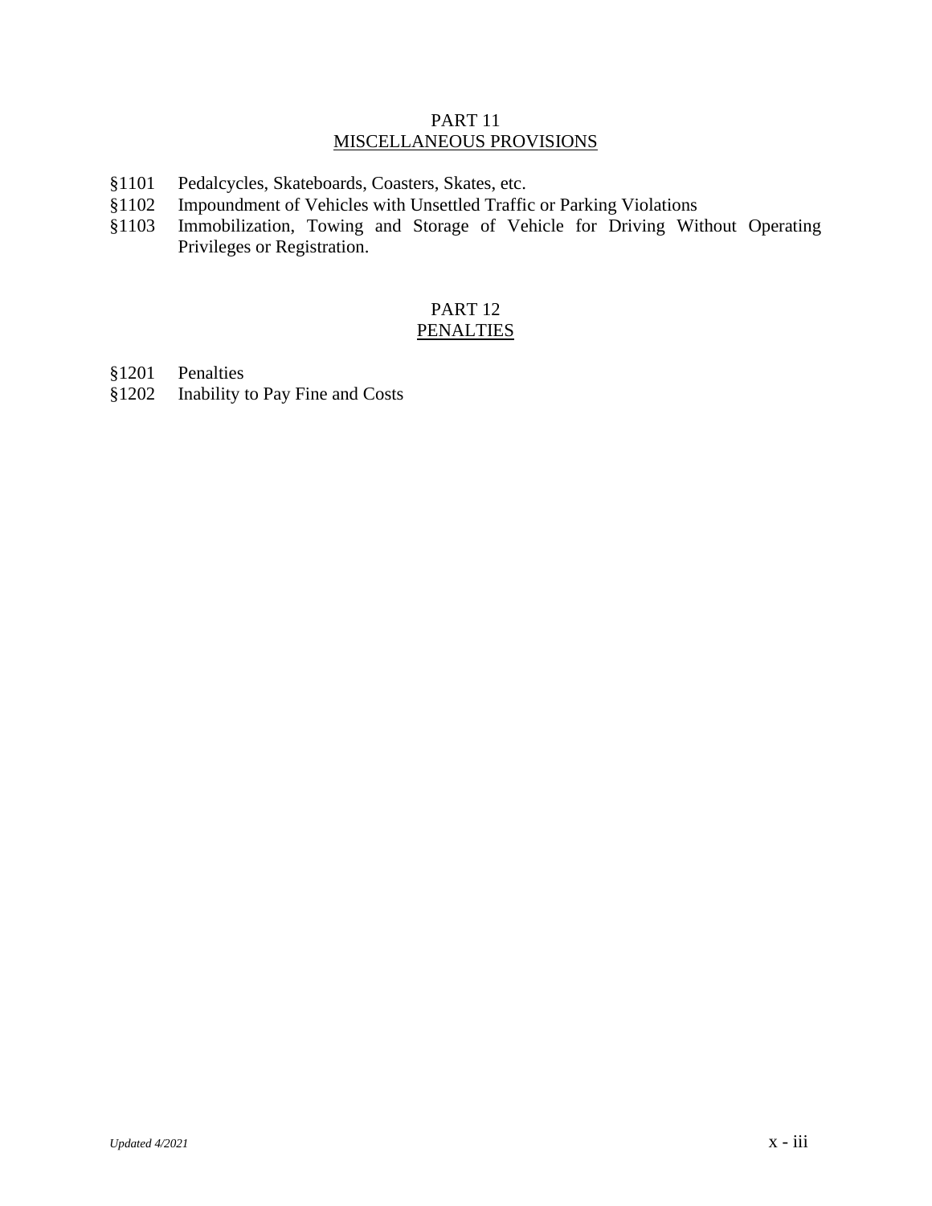## PART 11
## MISCELLANEOUS PROVISIONS

§1101 Pedalcycles, Skateboards, Coasters, Skates, etc.
§1102 Impoundment of Vehicles with Unsettled Traffic or Parking Violations
§1103 Immobilization, Towing and Storage of Vehicle for Driving Without Operating Privileges or Registration.

## PART 12
## PENALTIES

§1201 Penalties
§1202 Inability to Pay Fine and Costs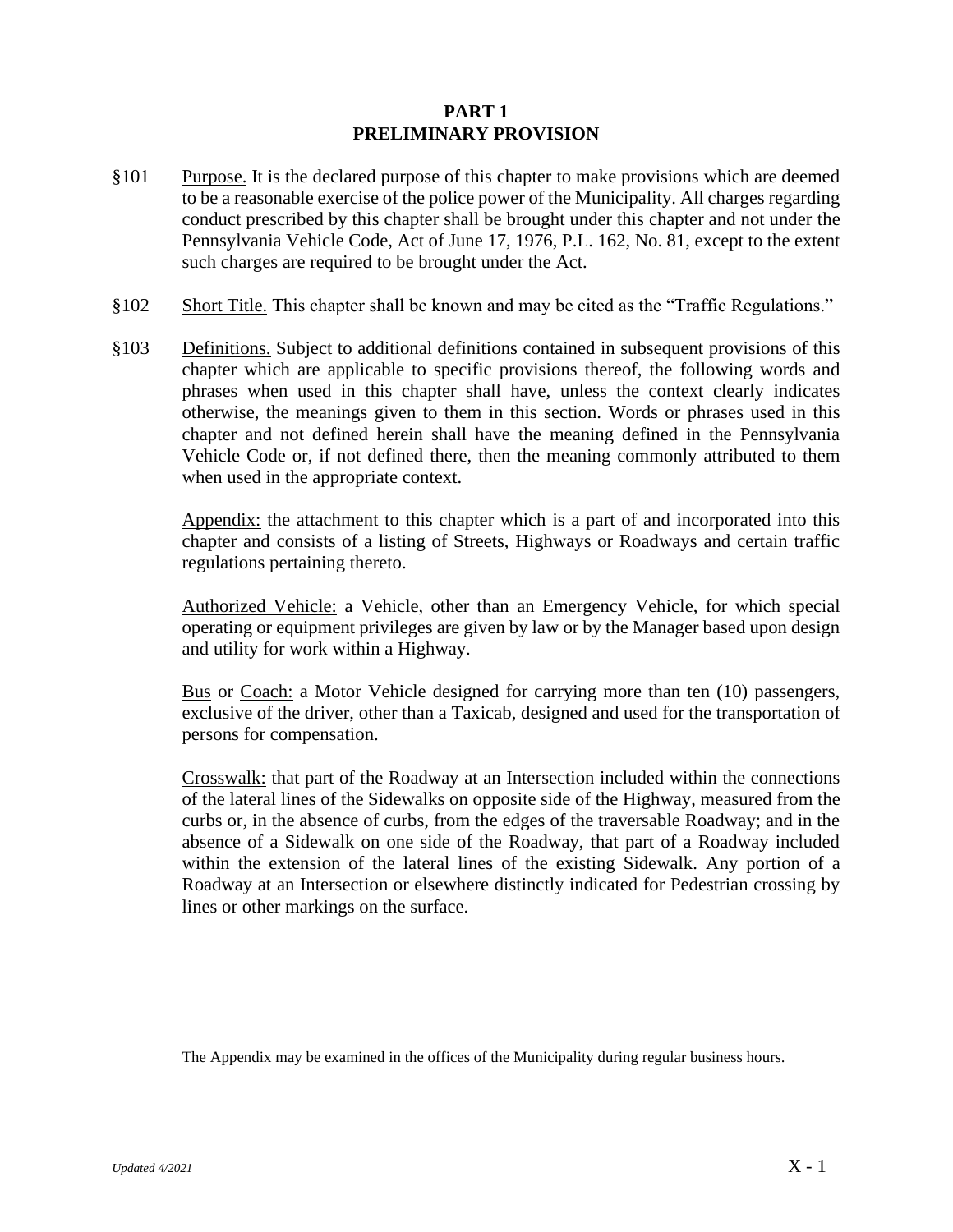# PART 1
# PRELIMINARY PROVISION

§101 Purpose. It is the declared purpose of this chapter to make provisions which are deemed to be a reasonable exercise of the police power of the Municipality. All charges regarding conduct prescribed by this chapter shall be brought under this chapter and not under the Pennsylvania Vehicle Code, Act of June 17, 1976, P.L. 162, No. 81, except to the extent such charges are required to be brought under the Act.

§102 Short Title. This chapter shall be known and may be cited as the "Traffic Regulations."

§103 Definitions. Subject to additional definitions contained in subsequent provisions of this chapter which are applicable to specific provisions thereof, the following words and phrases when used in this chapter shall have, unless the context clearly indicates otherwise, the meanings given to them in this section. Words or phrases used in this chapter and not defined herein shall have the meaning defined in the Pennsylvania Vehicle Code or, if not defined there, then the meaning commonly attributed to them when used in the appropriate context.

Appendix: the attachment to this chapter which is a part of and incorporated into this chapter and consists of a listing of Streets, Highways or Roadways and certain traffic regulations pertaining thereto.

Authorized Vehicle: a Vehicle, other than an Emergency Vehicle, for which special operating or equipment privileges are given by law or by the Manager based upon design and utility for work within a Highway.

Bus or Coach: a Motor Vehicle designed for carrying more than ten (10) passengers, exclusive of the driver, other than a Taxicab, designed and used for the transportation of persons for compensation.

Crosswalk: that part of the Roadway at an Intersection included within the connections of the lateral lines of the Sidewalks on opposite side of the Highway, measured from the curbs or, in the absence of curbs, from the edges of the traversable Roadway; and in the absence of a Sidewalk on one side of the Roadway, that part of a Roadway included within the extension of the lateral lines of the existing Sidewalk. Any portion of a Roadway at an Intersection or elsewhere distinctly indicated for Pedestrian crossing by lines or other markings on the surface.

---

The Appendix may be examined in the offices of the Municipality during regular business hours.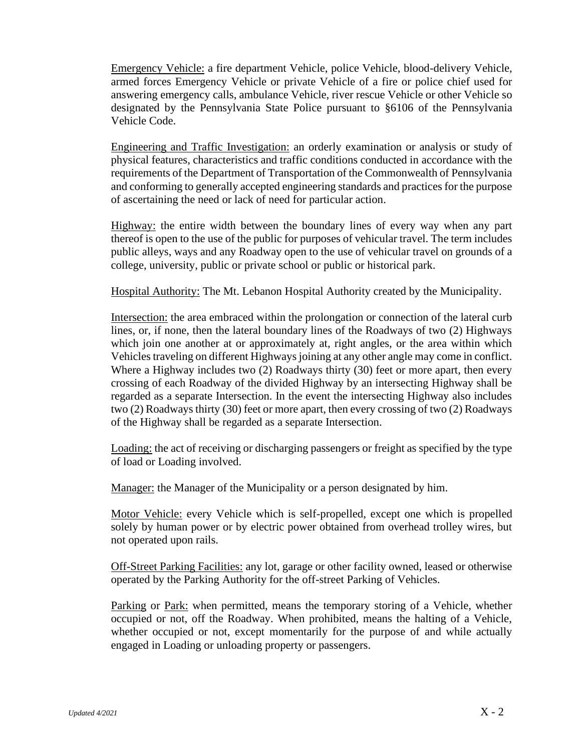<u>Emergency Vehicle:</u> a fire department Vehicle, police Vehicle, blood-delivery Vehicle, armed forces Emergency Vehicle or private Vehicle of a fire or police chief used for answering emergency calls, ambulance Vehicle, river rescue Vehicle or other Vehicle so designated by the Pennsylvania State Police pursuant to §6106 of the Pennsylvania Vehicle Code.

<u>Engineering and Traffic Investigation:</u> an orderly examination or analysis or study of physical features, characteristics and traffic conditions conducted in accordance with the requirements of the Department of Transportation of the Commonwealth of Pennsylvania and conforming to generally accepted engineering standards and practices for the purpose of ascertaining the need or lack of need for particular action.

<u>Highway:</u> the entire width between the boundary lines of every way when any part thereof is open to the use of the public for purposes of vehicular travel. The term includes public alleys, ways and any Roadway open to the use of vehicular travel on grounds of a college, university, public or private school or public or historical park.

<u>Hospital Authority:</u> The Mt. Lebanon Hospital Authority created by the Municipality.

<u>Intersection:</u> the area embraced within the prolongation or connection of the lateral curb lines, or, if none, then the lateral boundary lines of the Roadways of two (2) Highways which join one another at or approximately at, right angles, or the area within which Vehicles traveling on different Highways joining at any other angle may come in conflict. Where a Highway includes two (2) Roadways thirty (30) feet or more apart, then every crossing of each Roadway of the divided Highway by an intersecting Highway shall be regarded as a separate Intersection. In the event the intersecting Highway also includes two (2) Roadways thirty (30) feet or more apart, then every crossing of two (2) Roadways of the Highway shall be regarded as a separate Intersection.

<u>Loading:</u> the act of receiving or discharging passengers or freight as specified by the type of load or Loading involved.

<u>Manager:</u> the Manager of the Municipality or a person designated by him.

<u>Motor Vehicle:</u> every Vehicle which is self-propelled, except one which is propelled solely by human power or by electric power obtained from overhead trolley wires, but not operated upon rails.

<u>Off-Street Parking Facilities:</u> any lot, garage or other facility owned, leased or otherwise operated by the Parking Authority for the off-street Parking of Vehicles.

<u>Parking</u> or <u>Park:</u> when permitted, means the temporary storing of a Vehicle, whether occupied or not, off the Roadway. When prohibited, means the halting of a Vehicle, whether occupied or not, except momentarily for the purpose of and while actually engaged in Loading or unloading property or passengers.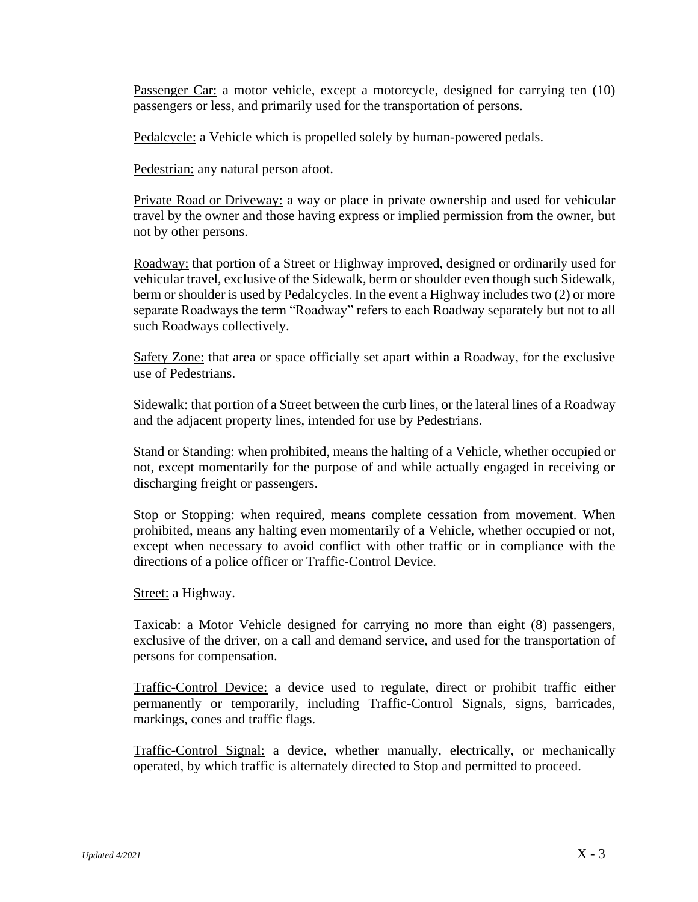Passenger Car: a motor vehicle, except a motorcycle, designed for carrying ten (10) passengers or less, and primarily used for the transportation of persons.

Pedalcycle: a Vehicle which is propelled solely by human-powered pedals.

Pedestrian: any natural person afoot.

Private Road or Driveway: a way or place in private ownership and used for vehicular travel by the owner and those having express or implied permission from the owner, but not by other persons.

Roadway: that portion of a Street or Highway improved, designed or ordinarily used for vehicular travel, exclusive of the Sidewalk, berm or shoulder even though such Sidewalk, berm or shoulder is used by Pedalcycles. In the event a Highway includes two (2) or more separate Roadways the term "Roadway" refers to each Roadway separately but not to all such Roadways collectively.

Safety Zone: that area or space officially set apart within a Roadway, for the exclusive use of Pedestrians.

Sidewalk: that portion of a Street between the curb lines, or the lateral lines of a Roadway and the adjacent property lines, intended for use by Pedestrians.

Stand or Standing: when prohibited, means the halting of a Vehicle, whether occupied or not, except momentarily for the purpose of and while actually engaged in receiving or discharging freight or passengers.

Stop or Stopping: when required, means complete cessation from movement. When prohibited, means any halting even momentarily of a Vehicle, whether occupied or not, except when necessary to avoid conflict with other traffic or in compliance with the directions of a police officer or Traffic-Control Device.

Street: a Highway.

Taxicab: a Motor Vehicle designed for carrying no more than eight (8) passengers, exclusive of the driver, on a call and demand service, and used for the transportation of persons for compensation.

Traffic-Control Device: a device used to regulate, direct or prohibit traffic either permanently or temporarily, including Traffic-Control Signals, signs, barricades, markings, cones and traffic flags.

Traffic-Control Signal: a device, whether manually, electrically, or mechanically operated, by which traffic is alternately directed to Stop and permitted to proceed.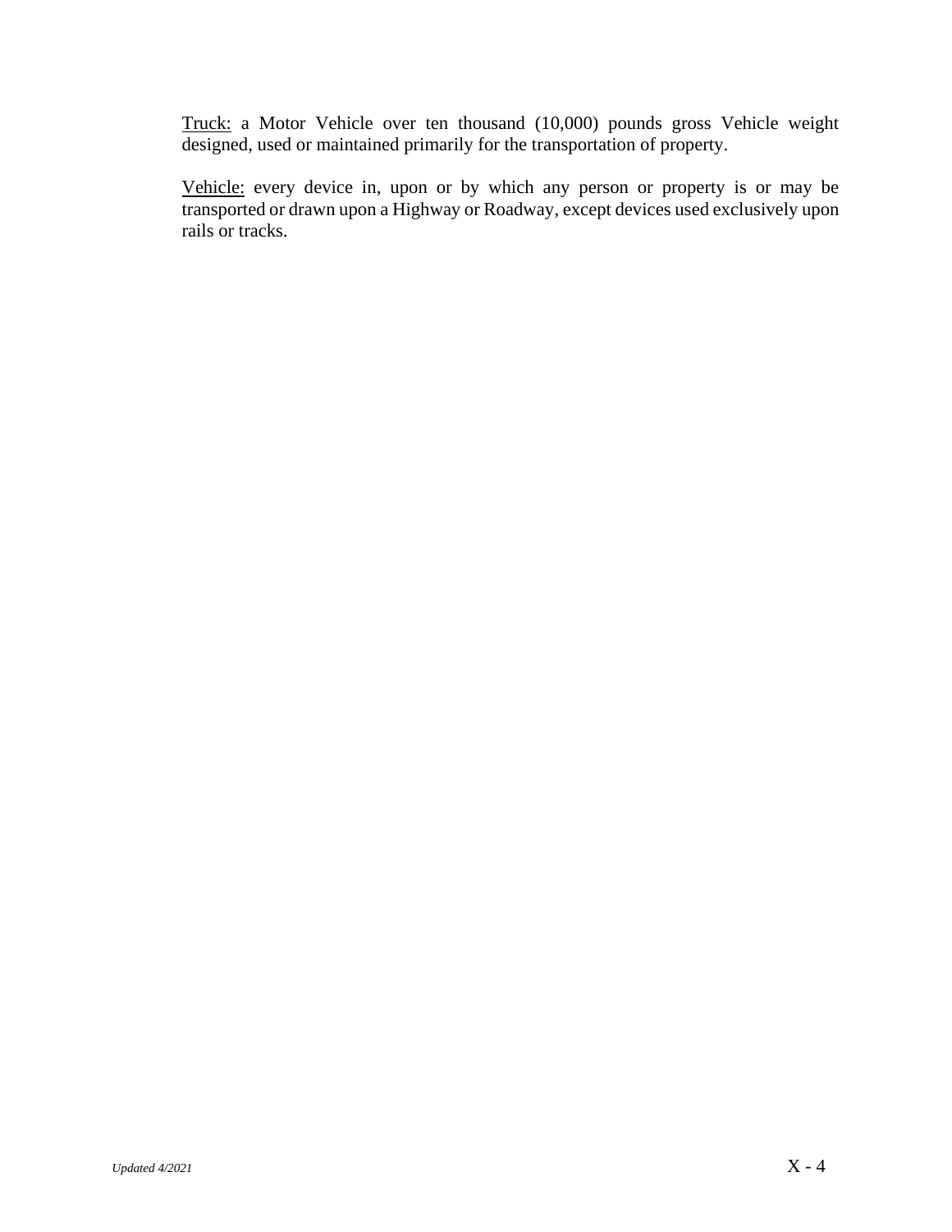<u>Truck:</u> a Motor Vehicle over ten thousand (10,000) pounds gross Vehicle weight designed, used or maintained primarily for the transportation of property.

<u>Vehicle:</u> every device in, upon or by which any person or property is or may be transported or drawn upon a Highway or Roadway, except devices used exclusively upon rails or tracks.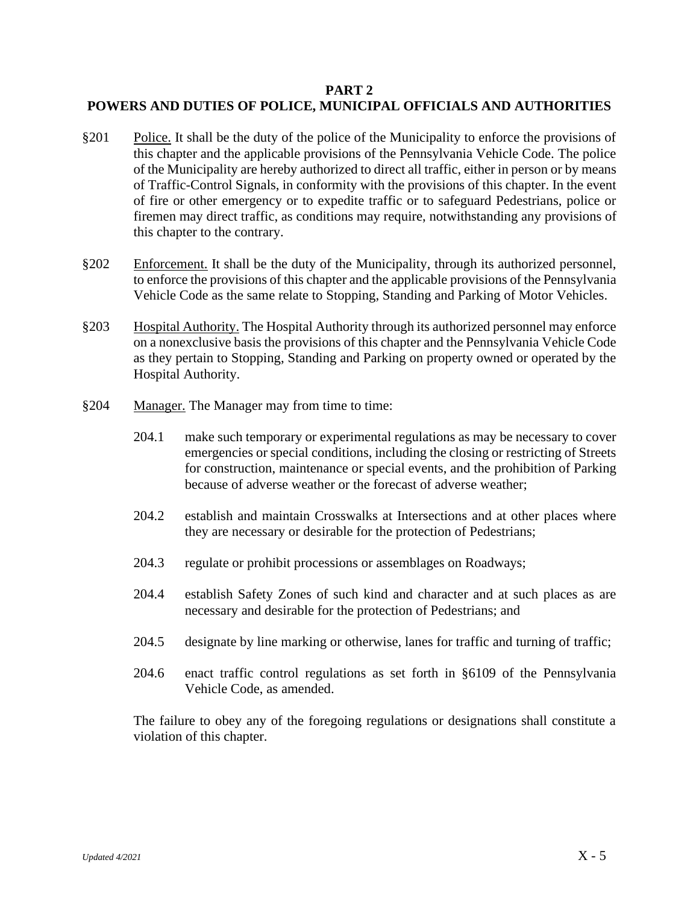# PART 2
# POWERS AND DUTIES OF POLICE, MUNICIPAL OFFICIALS AND AUTHORITIES

§201 Police. It shall be the duty of the police of the Municipality to enforce the provisions of this chapter and the applicable provisions of the Pennsylvania Vehicle Code. The police of the Municipality are hereby authorized to direct all traffic, either in person or by means of Traffic-Control Signals, in conformity with the provisions of this chapter. In the event of fire or other emergency or to expedite traffic or to safeguard Pedestrians, police or firemen may direct traffic, as conditions may require, notwithstanding any provisions of this chapter to the contrary.

§202 Enforcement. It shall be the duty of the Municipality, through its authorized personnel, to enforce the provisions of this chapter and the applicable provisions of the Pennsylvania Vehicle Code as the same relate to Stopping, Standing and Parking of Motor Vehicles.

§203 Hospital Authority. The Hospital Authority through its authorized personnel may enforce on a nonexclusive basis the provisions of this chapter and the Pennsylvania Vehicle Code as they pertain to Stopping, Standing and Parking on property owned or operated by the Hospital Authority.

§204 Manager. The Manager may from time to time:

204.1 make such temporary or experimental regulations as may be necessary to cover emergencies or special conditions, including the closing or restricting of Streets for construction, maintenance or special events, and the prohibition of Parking because of adverse weather or the forecast of adverse weather;

204.2 establish and maintain Crosswalks at Intersections and at other places where they are necessary or desirable for the protection of Pedestrians;

204.3 regulate or prohibit processions or assemblages on Roadways;

204.4 establish Safety Zones of such kind and character and at such places as are necessary and desirable for the protection of Pedestrians; and

204.5 designate by line marking or otherwise, lanes for traffic and turning of traffic;

204.6 enact traffic control regulations as set forth in §6109 of the Pennsylvania Vehicle Code, as amended.

The failure to obey any of the foregoing regulations or designations shall constitute a violation of this chapter.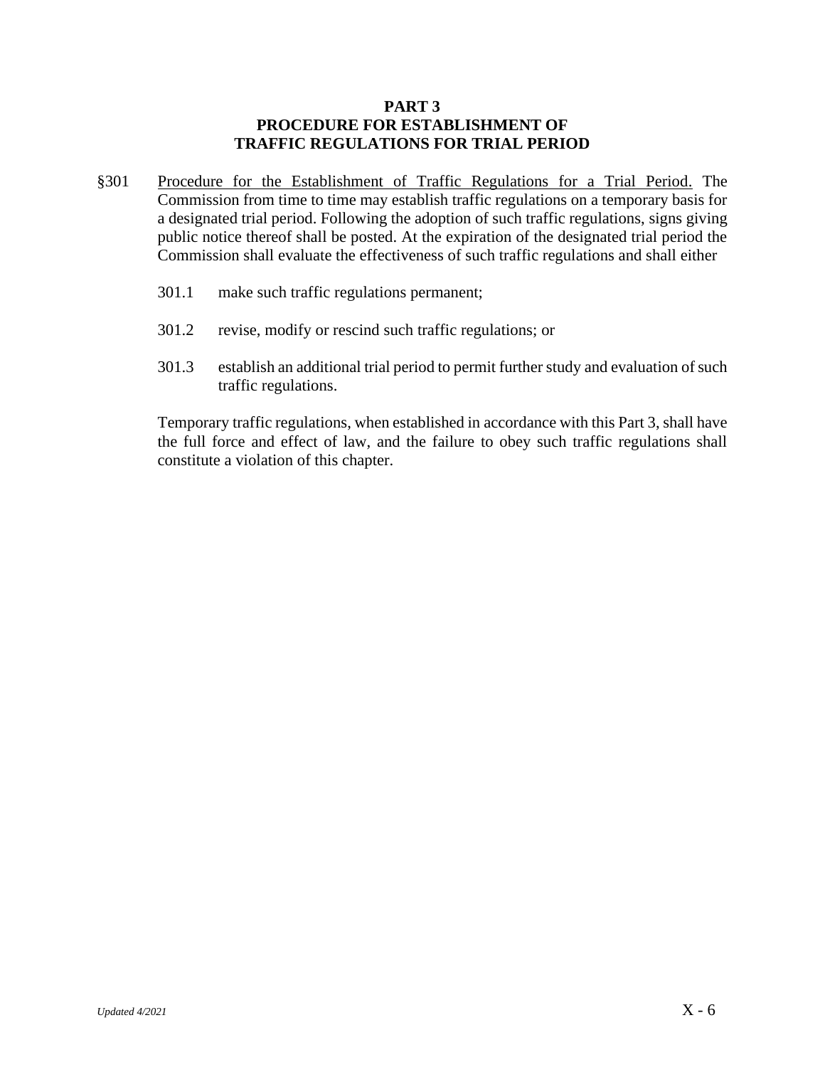# PART 3
# PROCEDURE FOR ESTABLISHMENT OF TRAFFIC REGULATIONS FOR TRIAL PERIOD

§301 Procedure for the Establishment of Traffic Regulations for a Trial Period. The Commission from time to time may establish traffic regulations on a temporary basis for a designated trial period. Following the adoption of such traffic regulations, signs giving public notice thereof shall be posted. At the expiration of the designated trial period the Commission shall evaluate the effectiveness of such traffic regulations and shall either

301.1 make such traffic regulations permanent;

301.2 revise, modify or rescind such traffic regulations; or

301.3 establish an additional trial period to permit further study and evaluation of such traffic regulations.

Temporary traffic regulations, when established in accordance with this Part 3, shall have the full force and effect of law, and the failure to obey such traffic regulations shall constitute a violation of this chapter.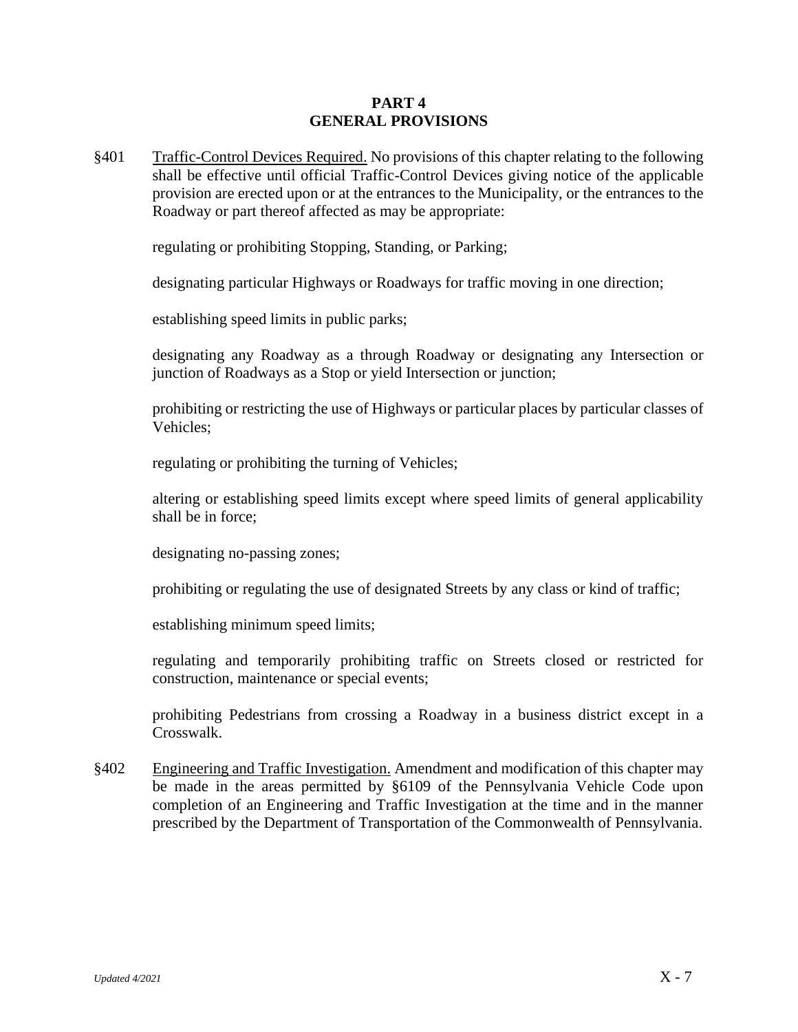# PART 4
# GENERAL PROVISIONS

§401 Traffic-Control Devices Required. No provisions of this chapter relating to the following shall be effective until official Traffic-Control Devices giving notice of the applicable provision are erected upon or at the entrances to the Municipality, or the entrances to the Roadway or part thereof affected as may be appropriate:

regulating or prohibiting Stopping, Standing, or Parking;

designating particular Highways or Roadways for traffic moving in one direction;

establishing speed limits in public parks;

designating any Roadway as a through Roadway or designating any Intersection or junction of Roadways as a Stop or yield Intersection or junction;

prohibiting or restricting the use of Highways or particular places by particular classes of Vehicles;

regulating or prohibiting the turning of Vehicles;

altering or establishing speed limits except where speed limits of general applicability shall be in force;

designating no-passing zones;

prohibiting or regulating the use of designated Streets by any class or kind of traffic;

establishing minimum speed limits;

regulating and temporarily prohibiting traffic on Streets closed or restricted for construction, maintenance or special events;

prohibiting Pedestrians from crossing a Roadway in a business district except in a Crosswalk.

§402 Engineering and Traffic Investigation. Amendment and modification of this chapter may be made in the areas permitted by §6109 of the Pennsylvania Vehicle Code upon completion of an Engineering and Traffic Investigation at the time and in the manner prescribed by the Department of Transportation of the Commonwealth of Pennsylvania.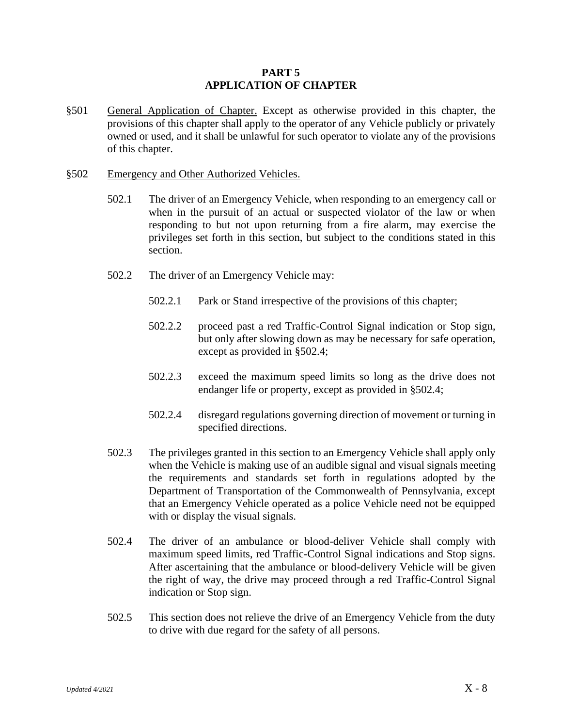# PART 5
# APPLICATION OF CHAPTER

§501 General Application of Chapter. Except as otherwise provided in this chapter, the provisions of this chapter shall apply to the operator of any Vehicle publicly or privately owned or used, and it shall be unlawful for such operator to violate any of the provisions of this chapter.

§502 Emergency and Other Authorized Vehicles.

502.1 The driver of an Emergency Vehicle, when responding to an emergency call or when in the pursuit of an actual or suspected violator of the law or when responding to but not upon returning from a fire alarm, may exercise the privileges set forth in this section, but subject to the conditions stated in this section.

502.2 The driver of an Emergency Vehicle may:

502.2.1 Park or Stand irrespective of the provisions of this chapter;

502.2.2 proceed past a red Traffic-Control Signal indication or Stop sign, but only after slowing down as may be necessary for safe operation, except as provided in §502.4;

502.2.3 exceed the maximum speed limits so long as the drive does not endanger life or property, except as provided in §502.4;

502.2.4 disregard regulations governing direction of movement or turning in specified directions.

502.3 The privileges granted in this section to an Emergency Vehicle shall apply only when the Vehicle is making use of an audible signal and visual signals meeting the requirements and standards set forth in regulations adopted by the Department of Transportation of the Commonwealth of Pennsylvania, except that an Emergency Vehicle operated as a police Vehicle need not be equipped with or display the visual signals.

502.4 The driver of an ambulance or blood-deliver Vehicle shall comply with maximum speed limits, red Traffic-Control Signal indications and Stop signs. After ascertaining that the ambulance or blood-delivery Vehicle will be given the right of way, the drive may proceed through a red Traffic-Control Signal indication or Stop sign.

502.5 This section does not relieve the drive of an Emergency Vehicle from the duty to drive with due regard for the safety of all persons.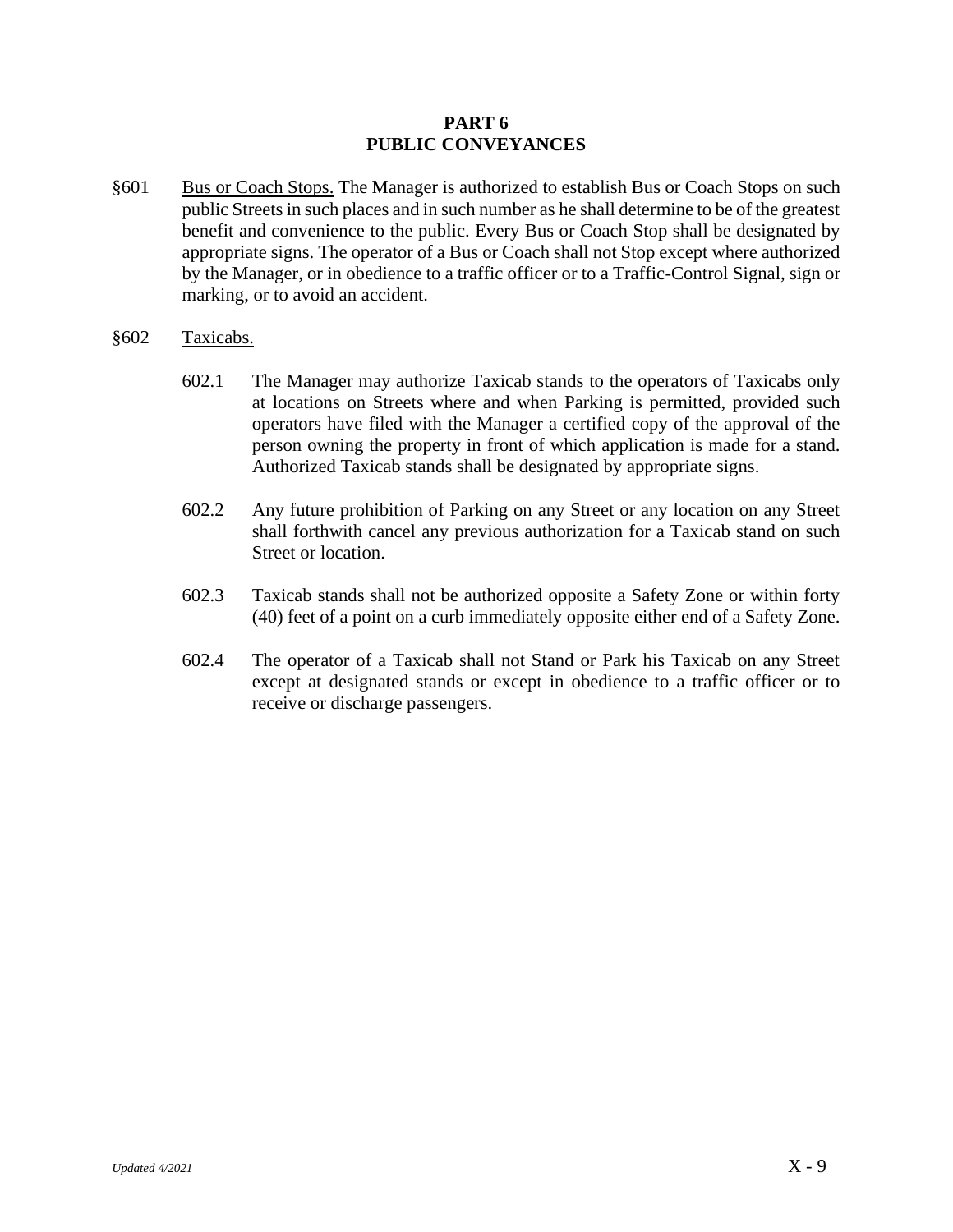## PART 6
## PUBLIC CONVEYANCES

§601 Bus or Coach Stops. The Manager is authorized to establish Bus or Coach Stops on such public Streets in such places and in such number as he shall determine to be of the greatest benefit and convenience to the public. Every Bus or Coach Stop shall be designated by appropriate signs. The operator of a Bus or Coach shall not Stop except where authorized by the Manager, or in obedience to a traffic officer or to a Traffic-Control Signal, sign or marking, or to avoid an accident.

§602 Taxicabs.

602.1 The Manager may authorize Taxicab stands to the operators of Taxicabs only at locations on Streets where and when Parking is permitted, provided such operators have filed with the Manager a certified copy of the approval of the person owning the property in front of which application is made for a stand. Authorized Taxicab stands shall be designated by appropriate signs.

602.2 Any future prohibition of Parking on any Street or any location on any Street shall forthwith cancel any previous authorization for a Taxicab stand on such Street or location.

602.3 Taxicab stands shall not be authorized opposite a Safety Zone or within forty (40) feet of a point on a curb immediately opposite either end of a Safety Zone.

602.4 The operator of a Taxicab shall not Stand or Park his Taxicab on any Street except at designated stands or except in obedience to a traffic officer or to receive or discharge passengers.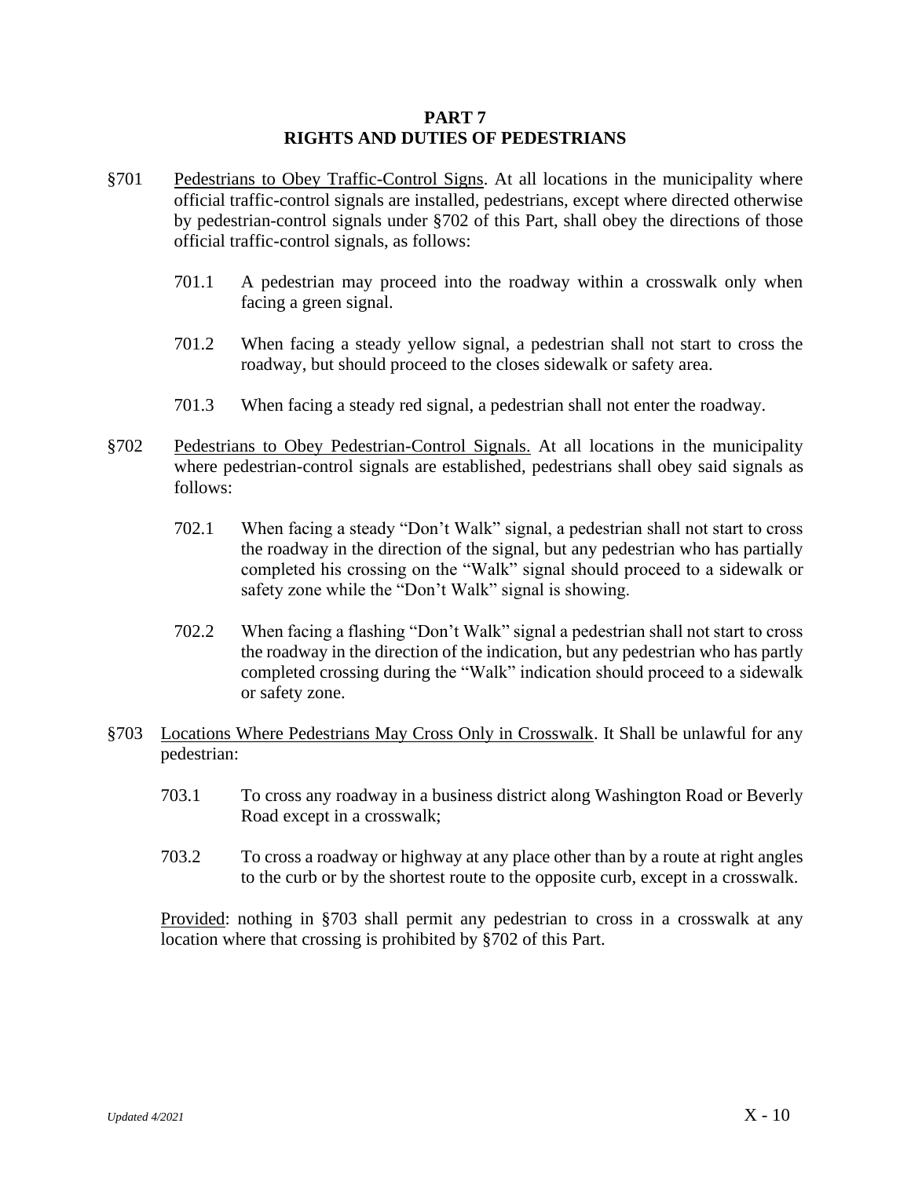# PART 7
# RIGHTS AND DUTIES OF PEDESTRIANS

§701 Pedestrians to Obey Traffic-Control Signs. At all locations in the municipality where official traffic-control signals are installed, pedestrians, except where directed otherwise by pedestrian-control signals under §702 of this Part, shall obey the directions of those official traffic-control signals, as follows:

701.1 A pedestrian may proceed into the roadway within a crosswalk only when facing a green signal.

701.2 When facing a steady yellow signal, a pedestrian shall not start to cross the roadway, but should proceed to the closes sidewalk or safety area.

701.3 When facing a steady red signal, a pedestrian shall not enter the roadway.

§702 Pedestrians to Obey Pedestrian-Control Signals. At all locations in the municipality where pedestrian-control signals are established, pedestrians shall obey said signals as follows:

702.1 When facing a steady "Don't Walk" signal, a pedestrian shall not start to cross the roadway in the direction of the signal, but any pedestrian who has partially completed his crossing on the "Walk" signal should proceed to a sidewalk or safety zone while the "Don't Walk" signal is showing.

702.2 When facing a flashing "Don't Walk" signal a pedestrian shall not start to cross the roadway in the direction of the indication, but any pedestrian who has partly completed crossing during the "Walk" indication should proceed to a sidewalk or safety zone.

§703 Locations Where Pedestrians May Cross Only in Crosswalk. It Shall be unlawful for any pedestrian:

703.1 To cross any roadway in a business district along Washington Road or Beverly Road except in a crosswalk;

703.2 To cross a roadway or highway at any place other than by a route at right angles to the curb or by the shortest route to the opposite curb, except in a crosswalk.

Provided: nothing in §703 shall permit any pedestrian to cross in a crosswalk at any location where that crossing is prohibited by §702 of this Part.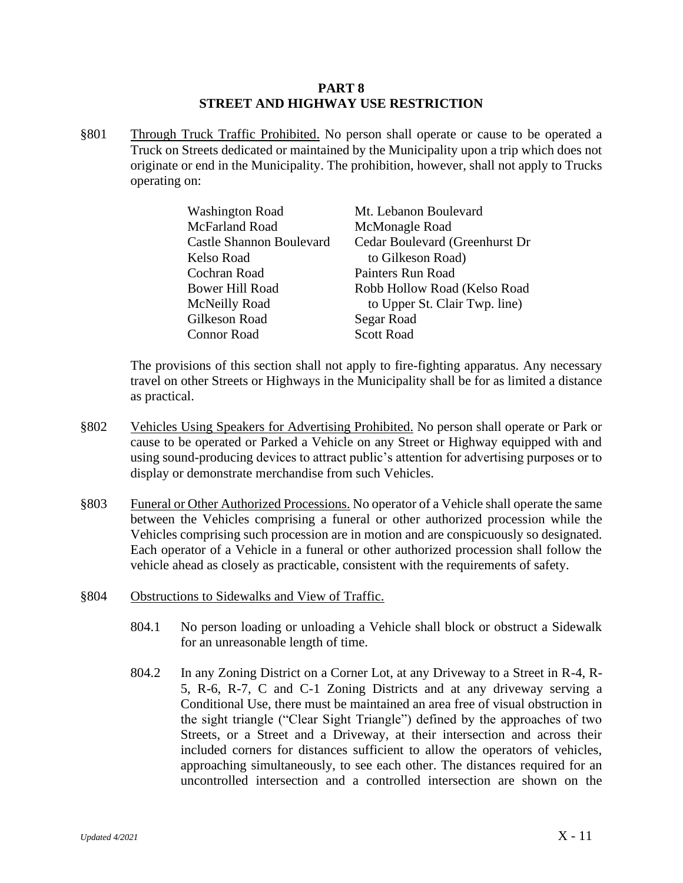# PART 8
# STREET AND HIGHWAY USE RESTRICTION

§801 Through Truck Traffic Prohibited. No person shall operate or cause to be operated a Truck on Streets dedicated or maintained by the Municipality upon a trip which does not originate or end in the Municipality. The prohibition, however, shall not apply to Trucks operating on:

| | |
|---|---|
| Washington Road | Mt. Lebanon Boulevard |
| McFarland Road | McMonagle Road |
| Castle Shannon Boulevard | Cedar Boulevard (Greenhurst Dr to Gilkeson Road) |
| Kelso Road | |
| Cochran Road | Painters Run Road |
| Bower Hill Road | Robb Hollow Road (Kelso Road to Upper St. Clair Twp. line) |
| McNeilly Road | |
| Gilkeson Road | Segar Road |
| Connor Road | Scott Road |

The provisions of this section shall not apply to fire-fighting apparatus. Any necessary travel on other Streets or Highways in the Municipality shall be for as limited a distance as practical.

§802 Vehicles Using Speakers for Advertising Prohibited. No person shall operate or Park or cause to be operated or Parked a Vehicle on any Street or Highway equipped with and using sound-producing devices to attract public's attention for advertising purposes or to display or demonstrate merchandise from such Vehicles.

§803 Funeral or Other Authorized Processions. No operator of a Vehicle shall operate the same between the Vehicles comprising a funeral or other authorized procession while the Vehicles comprising such procession are in motion and are conspicuously so designated. Each operator of a Vehicle in a funeral or other authorized procession shall follow the vehicle ahead as closely as practicable, consistent with the requirements of safety.

§804 Obstructions to Sidewalks and View of Traffic.

804.1 No person loading or unloading a Vehicle shall block or obstruct a Sidewalk for an unreasonable length of time.

804.2 In any Zoning District on a Corner Lot, at any Driveway to a Street in R-4, R-5, R-6, R-7, C and C-1 Zoning Districts and at any driveway serving a Conditional Use, there must be maintained an area free of visual obstruction in the sight triangle ("Clear Sight Triangle") defined by the approaches of two Streets, or a Street and a Driveway, at their intersection and across their included corners for distances sufficient to allow the operators of vehicles, approaching simultaneously, to see each other. The distances required for an uncontrolled intersection and a controlled intersection are shown on the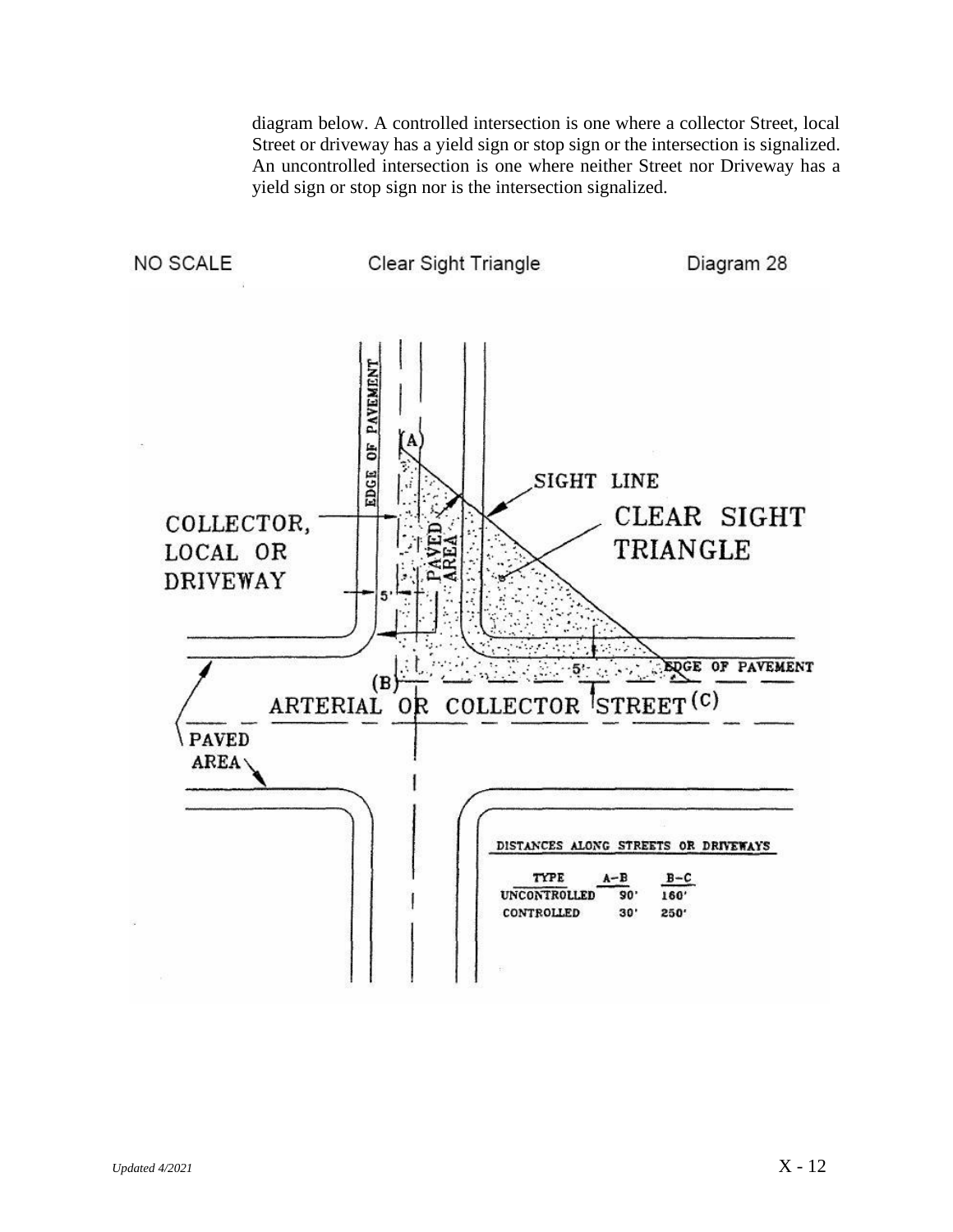diagram below. A controlled intersection is one where a collector Street, local Street or driveway has a yield sign or stop sign or the intersection is signalized. An uncontrolled intersection is one where neither Street nor Driveway has a yield sign or stop sign nor is the intersection signalized.

NO SCALE Clear Sight Triangle Diagram 28

EDGE OF PAVEMENT

(A)

SIGHT LINE

CLEAR SIGHT TRIANGLE

COLLECTOR, LOCAL OR DRIVEWAY

PAVED AREA

5'

5'

EDGE OF PAVEMENT

(B)

ARTERIAL OR COLLECTOR STREET (C)

PAVED AREA

**DISTANCES ALONG STREETS OR DRIVEWAYS**

| TYPE | A–B | B–C |
|---|---|---|
| UNCONTROLLED | 90' | 160' |
| CONTROLLED | 30' | 250' |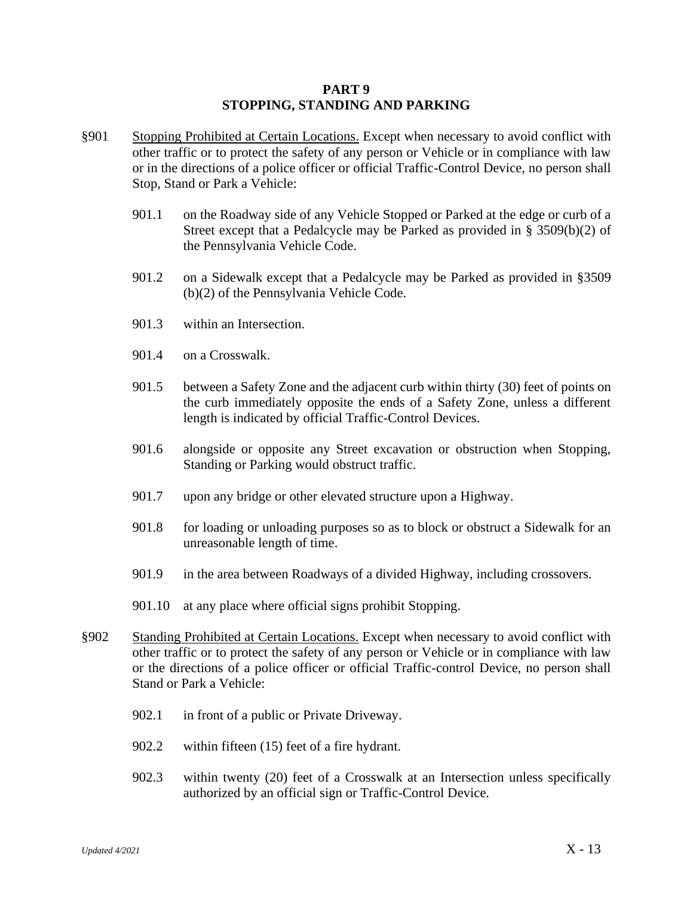## PART 9
## STOPPING, STANDING AND PARKING

§901 Stopping Prohibited at Certain Locations. Except when necessary to avoid conflict with other traffic or to protect the safety of any person or Vehicle or in compliance with law or in the directions of a police officer or official Traffic-Control Device, no person shall Stop, Stand or Park a Vehicle:

901.1 on the Roadway side of any Vehicle Stopped or Parked at the edge or curb of a Street except that a Pedalcycle may be Parked as provided in § 3509(b)(2) of the Pennsylvania Vehicle Code.

901.2 on a Sidewalk except that a Pedalcycle may be Parked as provided in §3509 (b)(2) of the Pennsylvania Vehicle Code.

901.3 within an Intersection.

901.4 on a Crosswalk.

901.5 between a Safety Zone and the adjacent curb within thirty (30) feet of points on the curb immediately opposite the ends of a Safety Zone, unless a different length is indicated by official Traffic-Control Devices.

901.6 alongside or opposite any Street excavation or obstruction when Stopping, Standing or Parking would obstruct traffic.

901.7 upon any bridge or other elevated structure upon a Highway.

901.8 for loading or unloading purposes so as to block or obstruct a Sidewalk for an unreasonable length of time.

901.9 in the area between Roadways of a divided Highway, including crossovers.

901.10 at any place where official signs prohibit Stopping.

§902 Standing Prohibited at Certain Locations. Except when necessary to avoid conflict with other traffic or to protect the safety of any person or Vehicle or in compliance with law or the directions of a police officer or official Traffic-control Device, no person shall Stand or Park a Vehicle:

902.1 in front of a public or Private Driveway.

902.2 within fifteen (15) feet of a fire hydrant.

902.3 within twenty (20) feet of a Crosswalk at an Intersection unless specifically authorized by an official sign or Traffic-Control Device.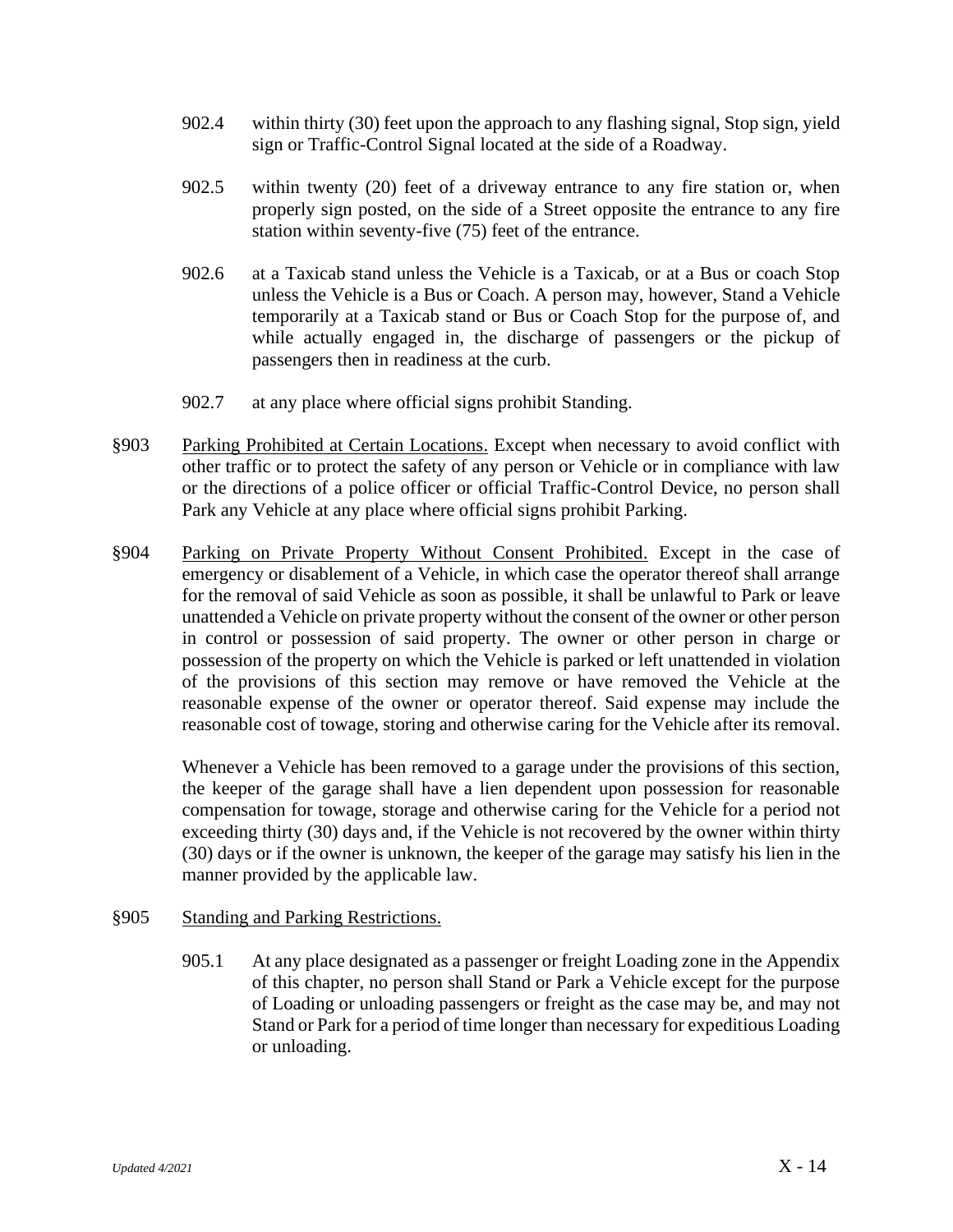902.4 within thirty (30) feet upon the approach to any flashing signal, Stop sign, yield sign or Traffic-Control Signal located at the side of a Roadway.

902.5 within twenty (20) feet of a driveway entrance to any fire station or, when properly sign posted, on the side of a Street opposite the entrance to any fire station within seventy-five (75) feet of the entrance.

902.6 at a Taxicab stand unless the Vehicle is a Taxicab, or at a Bus or coach Stop unless the Vehicle is a Bus or Coach. A person may, however, Stand a Vehicle temporarily at a Taxicab stand or Bus or Coach Stop for the purpose of, and while actually engaged in, the discharge of passengers or the pickup of passengers then in readiness at the curb.

902.7 at any place where official signs prohibit Standing.

§903 Parking Prohibited at Certain Locations. Except when necessary to avoid conflict with other traffic or to protect the safety of any person or Vehicle or in compliance with law or the directions of a police officer or official Traffic-Control Device, no person shall Park any Vehicle at any place where official signs prohibit Parking.

§904 Parking on Private Property Without Consent Prohibited. Except in the case of emergency or disablement of a Vehicle, in which case the operator thereof shall arrange for the removal of said Vehicle as soon as possible, it shall be unlawful to Park or leave unattended a Vehicle on private property without the consent of the owner or other person in control or possession of said property. The owner or other person in charge or possession of the property on which the Vehicle is parked or left unattended in violation of the provisions of this section may remove or have removed the Vehicle at the reasonable expense of the owner or operator thereof. Said expense may include the reasonable cost of towage, storing and otherwise caring for the Vehicle after its removal.

Whenever a Vehicle has been removed to a garage under the provisions of this section, the keeper of the garage shall have a lien dependent upon possession for reasonable compensation for towage, storage and otherwise caring for the Vehicle for a period not exceeding thirty (30) days and, if the Vehicle is not recovered by the owner within thirty (30) days or if the owner is unknown, the keeper of the garage may satisfy his lien in the manner provided by the applicable law.

§905 Standing and Parking Restrictions.

905.1 At any place designated as a passenger or freight Loading zone in the Appendix of this chapter, no person shall Stand or Park a Vehicle except for the purpose of Loading or unloading passengers or freight as the case may be, and may not Stand or Park for a period of time longer than necessary for expeditious Loading or unloading.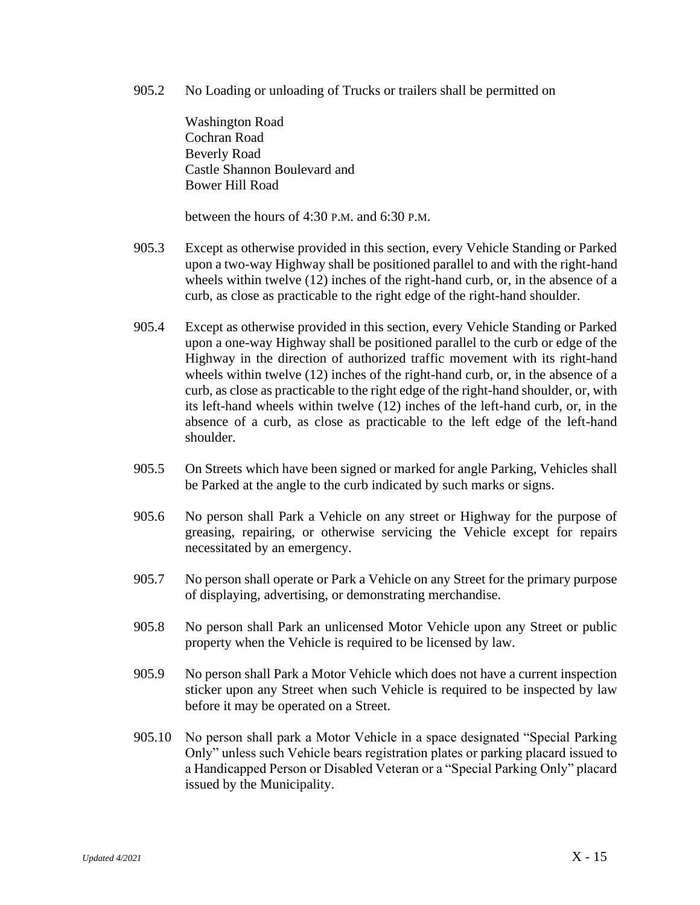905.2 No Loading or unloading of Trucks or trailers shall be permitted on

Washington Road
Cochran Road
Beverly Road
Castle Shannon Boulevard and
Bower Hill Road

between the hours of 4:30 P.M. and 6:30 P.M.

905.3 Except as otherwise provided in this section, every Vehicle Standing or Parked upon a two-way Highway shall be positioned parallel to and with the right-hand wheels within twelve (12) inches of the right-hand curb, or, in the absence of a curb, as close as practicable to the right edge of the right-hand shoulder.

905.4 Except as otherwise provided in this section, every Vehicle Standing or Parked upon a one-way Highway shall be positioned parallel to the curb or edge of the Highway in the direction of authorized traffic movement with its right-hand wheels within twelve (12) inches of the right-hand curb, or, in the absence of a curb, as close as practicable to the right edge of the right-hand shoulder, or, with its left-hand wheels within twelve (12) inches of the left-hand curb, or, in the absence of a curb, as close as practicable to the left edge of the left-hand shoulder.

905.5 On Streets which have been signed or marked for angle Parking, Vehicles shall be Parked at the angle to the curb indicated by such marks or signs.

905.6 No person shall Park a Vehicle on any street or Highway for the purpose of greasing, repairing, or otherwise servicing the Vehicle except for repairs necessitated by an emergency.

905.7 No person shall operate or Park a Vehicle on any Street for the primary purpose of displaying, advertising, or demonstrating merchandise.

905.8 No person shall Park an unlicensed Motor Vehicle upon any Street or public property when the Vehicle is required to be licensed by law.

905.9 No person shall Park a Motor Vehicle which does not have a current inspection sticker upon any Street when such Vehicle is required to be inspected by law before it may be operated on a Street.

905.10 No person shall park a Motor Vehicle in a space designated "Special Parking Only" unless such Vehicle bears registration plates or parking placard issued to a Handicapped Person or Disabled Veteran or a "Special Parking Only" placard issued by the Municipality.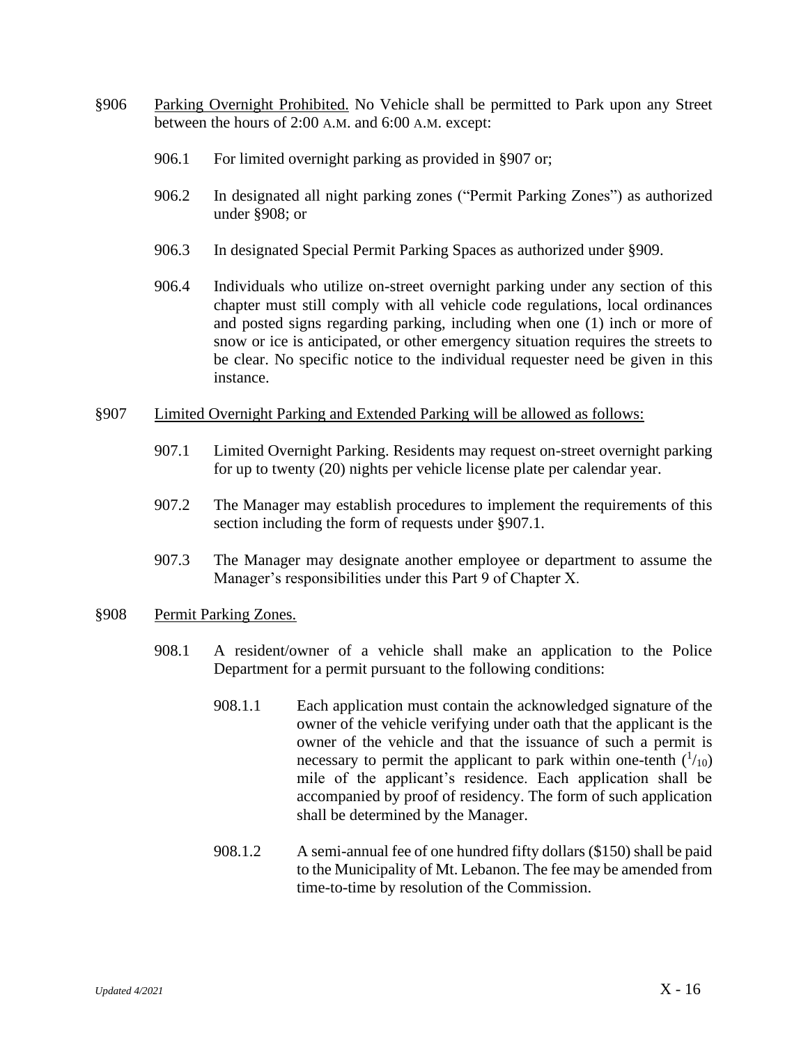§906 Parking Overnight Prohibited. No Vehicle shall be permitted to Park upon any Street between the hours of 2:00 A.M. and 6:00 A.M. except:

906.1 For limited overnight parking as provided in §907 or;

906.2 In designated all night parking zones ("Permit Parking Zones") as authorized under §908; or

906.3 In designated Special Permit Parking Spaces as authorized under §909.

906.4 Individuals who utilize on-street overnight parking under any section of this chapter must still comply with all vehicle code regulations, local ordinances and posted signs regarding parking, including when one (1) inch or more of snow or ice is anticipated, or other emergency situation requires the streets to be clear. No specific notice to the individual requester need be given in this instance.

§907 Limited Overnight Parking and Extended Parking will be allowed as follows:

907.1 Limited Overnight Parking. Residents may request on-street overnight parking for up to twenty (20) nights per vehicle license plate per calendar year.

907.2 The Manager may establish procedures to implement the requirements of this section including the form of requests under §907.1.

907.3 The Manager may designate another employee or department to assume the Manager's responsibilities under this Part 9 of Chapter X.

§908 Permit Parking Zones.

908.1 A resident/owner of a vehicle shall make an application to the Police Department for a permit pursuant to the following conditions:

908.1.1 Each application must contain the acknowledged signature of the owner of the vehicle verifying under oath that the applicant is the owner of the vehicle and that the issuance of such a permit is necessary to permit the applicant to park within one-tenth ($^1/_{10}$) mile of the applicant's residence. Each application shall be accompanied by proof of residency. The form of such application shall be determined by the Manager.

908.1.2 A semi-annual fee of one hundred fifty dollars ($150) shall be paid to the Municipality of Mt. Lebanon. The fee may be amended from time-to-time by resolution of the Commission.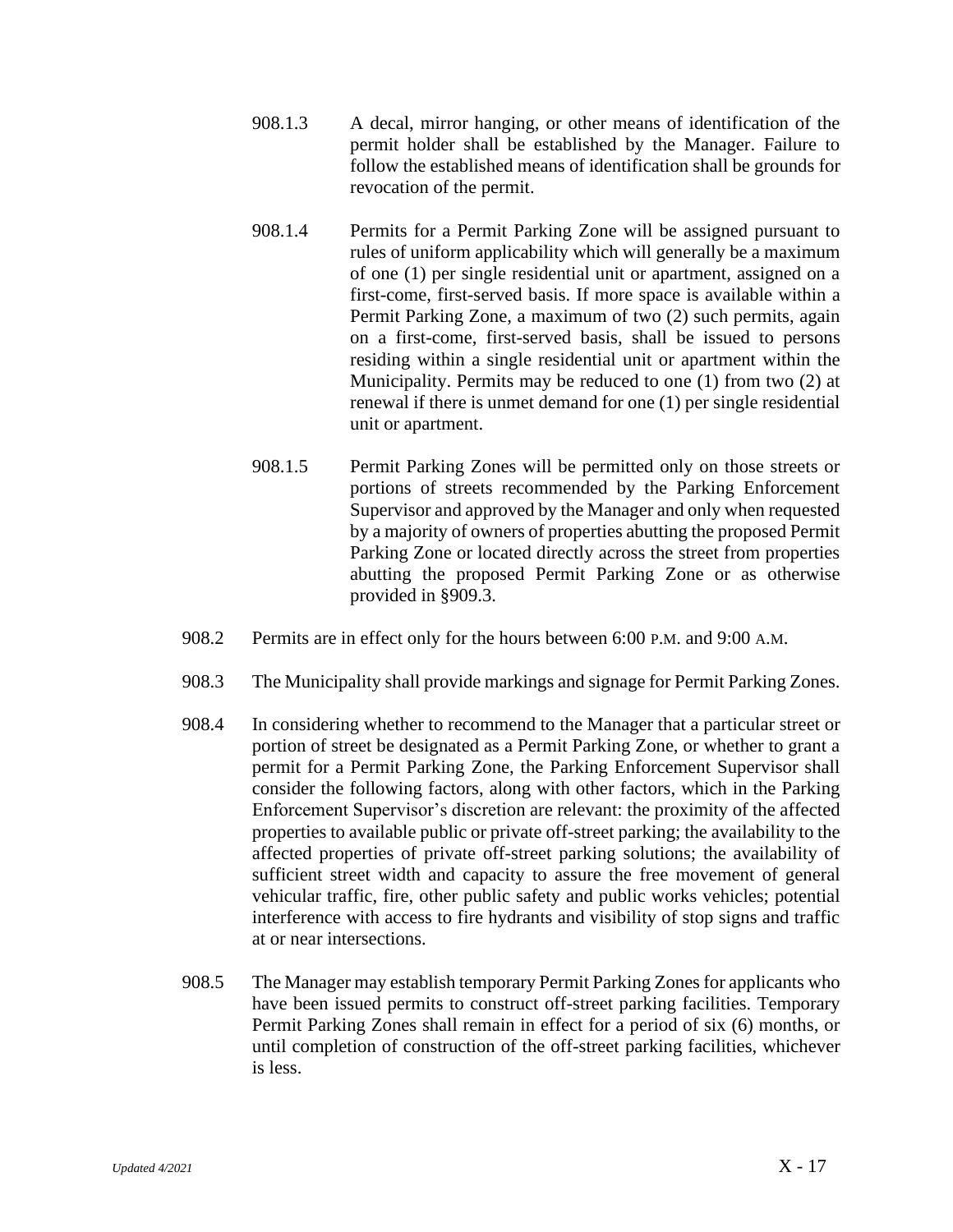908.1.3 A decal, mirror hanging, or other means of identification of the permit holder shall be established by the Manager. Failure to follow the established means of identification shall be grounds for revocation of the permit.

908.1.4 Permits for a Permit Parking Zone will be assigned pursuant to rules of uniform applicability which will generally be a maximum of one (1) per single residential unit or apartment, assigned on a first-come, first-served basis. If more space is available within a Permit Parking Zone, a maximum of two (2) such permits, again on a first-come, first-served basis, shall be issued to persons residing within a single residential unit or apartment within the Municipality. Permits may be reduced to one (1) from two (2) at renewal if there is unmet demand for one (1) per single residential unit or apartment.

908.1.5 Permit Parking Zones will be permitted only on those streets or portions of streets recommended by the Parking Enforcement Supervisor and approved by the Manager and only when requested by a majority of owners of properties abutting the proposed Permit Parking Zone or located directly across the street from properties abutting the proposed Permit Parking Zone or as otherwise provided in §909.3.

908.2 Permits are in effect only for the hours between 6:00 P.M. and 9:00 A.M.

908.3 The Municipality shall provide markings and signage for Permit Parking Zones.

908.4 In considering whether to recommend to the Manager that a particular street or portion of street be designated as a Permit Parking Zone, or whether to grant a permit for a Permit Parking Zone, the Parking Enforcement Supervisor shall consider the following factors, along with other factors, which in the Parking Enforcement Supervisor's discretion are relevant: the proximity of the affected properties to available public or private off-street parking; the availability to the affected properties of private off-street parking solutions; the availability of sufficient street width and capacity to assure the free movement of general vehicular traffic, fire, other public safety and public works vehicles; potential interference with access to fire hydrants and visibility of stop signs and traffic at or near intersections.

908.5 The Manager may establish temporary Permit Parking Zones for applicants who have been issued permits to construct off-street parking facilities. Temporary Permit Parking Zones shall remain in effect for a period of six (6) months, or until completion of construction of the off-street parking facilities, whichever is less.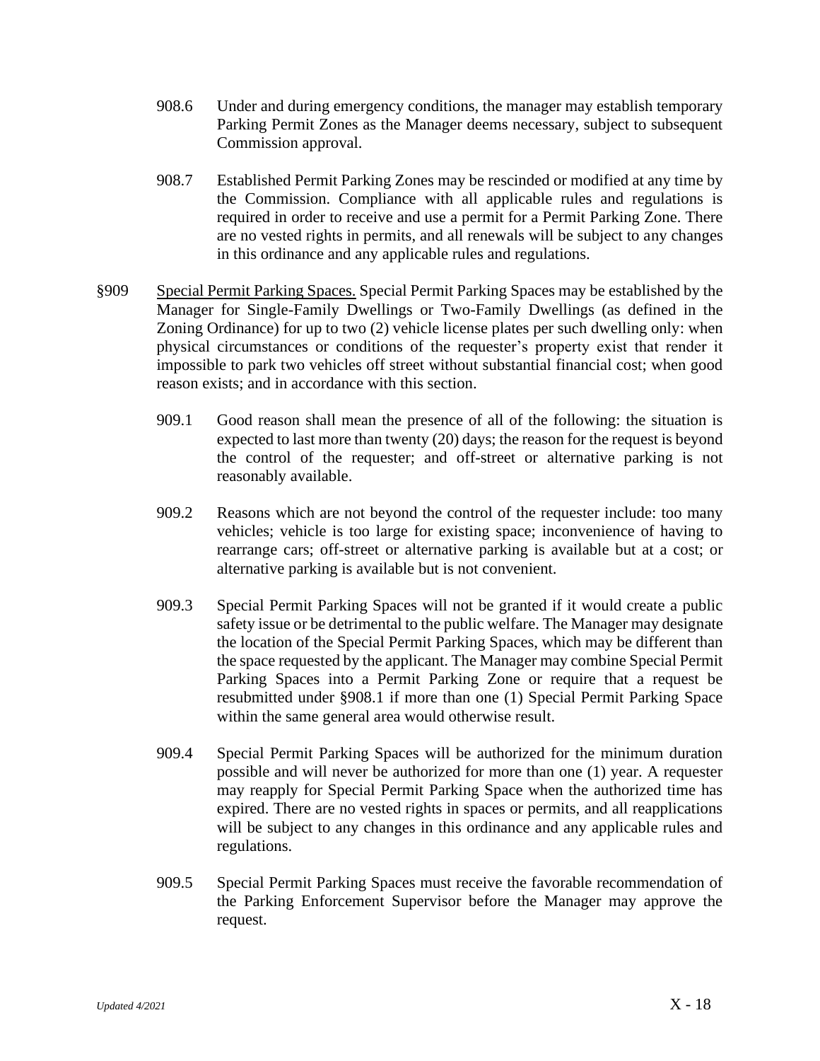908.6 Under and during emergency conditions, the manager may establish temporary Parking Permit Zones as the Manager deems necessary, subject to subsequent Commission approval.

908.7 Established Permit Parking Zones may be rescinded or modified at any time by the Commission. Compliance with all applicable rules and regulations is required in order to receive and use a permit for a Permit Parking Zone. There are no vested rights in permits, and all renewals will be subject to any changes in this ordinance and any applicable rules and regulations.

§909 Special Permit Parking Spaces. Special Permit Parking Spaces may be established by the Manager for Single-Family Dwellings or Two-Family Dwellings (as defined in the Zoning Ordinance) for up to two (2) vehicle license plates per such dwelling only: when physical circumstances or conditions of the requester's property exist that render it impossible to park two vehicles off street without substantial financial cost; when good reason exists; and in accordance with this section.

909.1 Good reason shall mean the presence of all of the following: the situation is expected to last more than twenty (20) days; the reason for the request is beyond the control of the requester; and off-street or alternative parking is not reasonably available.

909.2 Reasons which are not beyond the control of the requester include: too many vehicles; vehicle is too large for existing space; inconvenience of having to rearrange cars; off-street or alternative parking is available but at a cost; or alternative parking is available but is not convenient.

909.3 Special Permit Parking Spaces will not be granted if it would create a public safety issue or be detrimental to the public welfare. The Manager may designate the location of the Special Permit Parking Spaces, which may be different than the space requested by the applicant. The Manager may combine Special Permit Parking Spaces into a Permit Parking Zone or require that a request be resubmitted under §908.1 if more than one (1) Special Permit Parking Space within the same general area would otherwise result.

909.4 Special Permit Parking Spaces will be authorized for the minimum duration possible and will never be authorized for more than one (1) year. A requester may reapply for Special Permit Parking Space when the authorized time has expired. There are no vested rights in spaces or permits, and all reapplications will be subject to any changes in this ordinance and any applicable rules and regulations.

909.5 Special Permit Parking Spaces must receive the favorable recommendation of the Parking Enforcement Supervisor before the Manager may approve the request.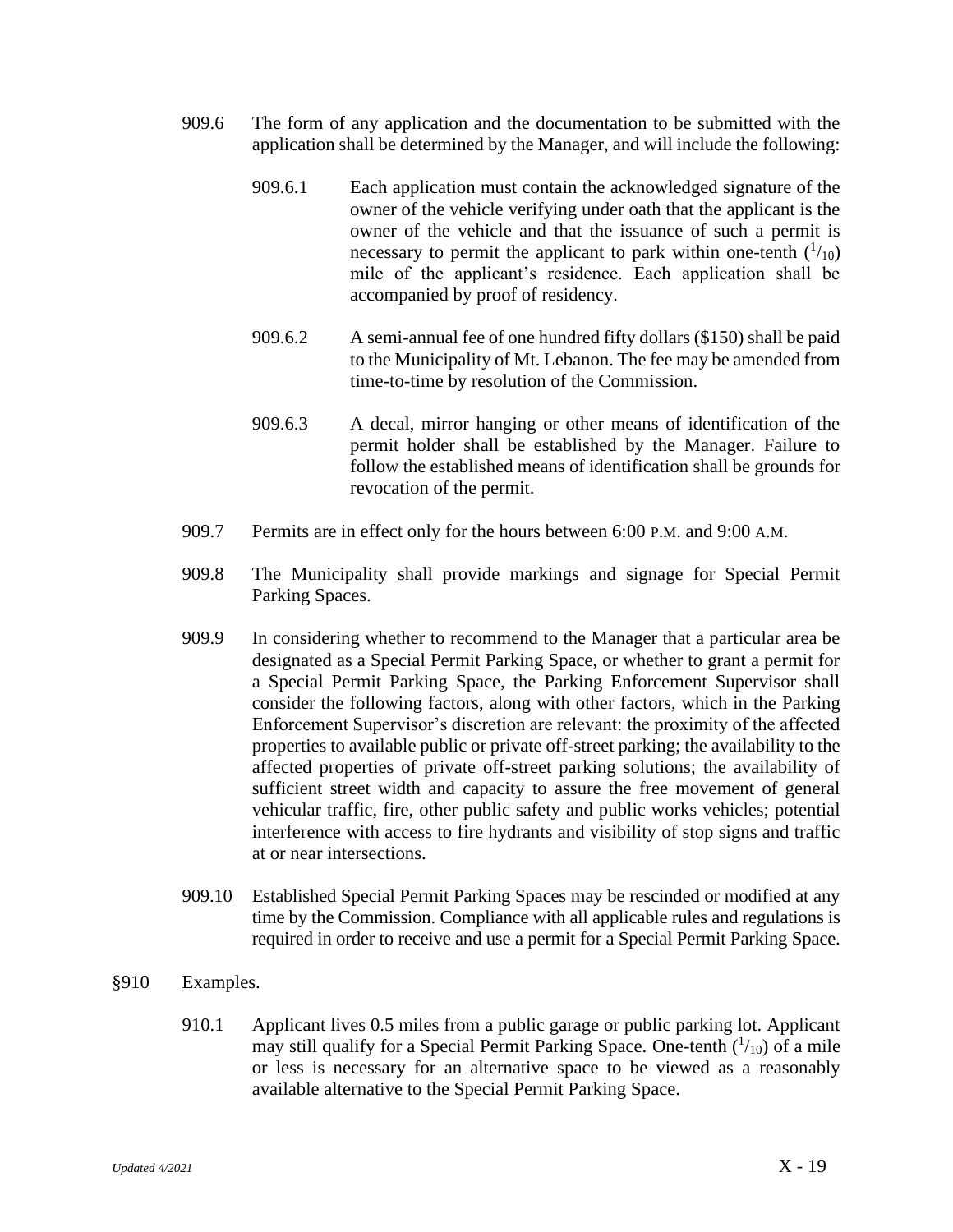909.6 The form of any application and the documentation to be submitted with the application shall be determined by the Manager, and will include the following:

909.6.1 Each application must contain the acknowledged signature of the owner of the vehicle verifying under oath that the applicant is the owner of the vehicle and that the issuance of such a permit is necessary to permit the applicant to park within one-tenth ($^1/_{10}$) mile of the applicant's residence. Each application shall be accompanied by proof of residency.

909.6.2 A semi-annual fee of one hundred fifty dollars ($150) shall be paid to the Municipality of Mt. Lebanon. The fee may be amended from time-to-time by resolution of the Commission.

909.6.3 A decal, mirror hanging or other means of identification of the permit holder shall be established by the Manager. Failure to follow the established means of identification shall be grounds for revocation of the permit.

909.7 Permits are in effect only for the hours between 6:00 P.M. and 9:00 A.M.

909.8 The Municipality shall provide markings and signage for Special Permit Parking Spaces.

909.9 In considering whether to recommend to the Manager that a particular area be designated as a Special Permit Parking Space, or whether to grant a permit for a Special Permit Parking Space, the Parking Enforcement Supervisor shall consider the following factors, along with other factors, which in the Parking Enforcement Supervisor's discretion are relevant: the proximity of the affected properties to available public or private off-street parking; the availability to the affected properties of private off-street parking solutions; the availability of sufficient street width and capacity to assure the free movement of general vehicular traffic, fire, other public safety and public works vehicles; potential interference with access to fire hydrants and visibility of stop signs and traffic at or near intersections.

909.10 Established Special Permit Parking Spaces may be rescinded or modified at any time by the Commission. Compliance with all applicable rules and regulations is required in order to receive and use a permit for a Special Permit Parking Space.

## §910 Examples.

910.1 Applicant lives 0.5 miles from a public garage or public parking lot. Applicant may still qualify for a Special Permit Parking Space. One-tenth ($^1/_{10}$) of a mile or less is necessary for an alternative space to be viewed as a reasonably available alternative to the Special Permit Parking Space.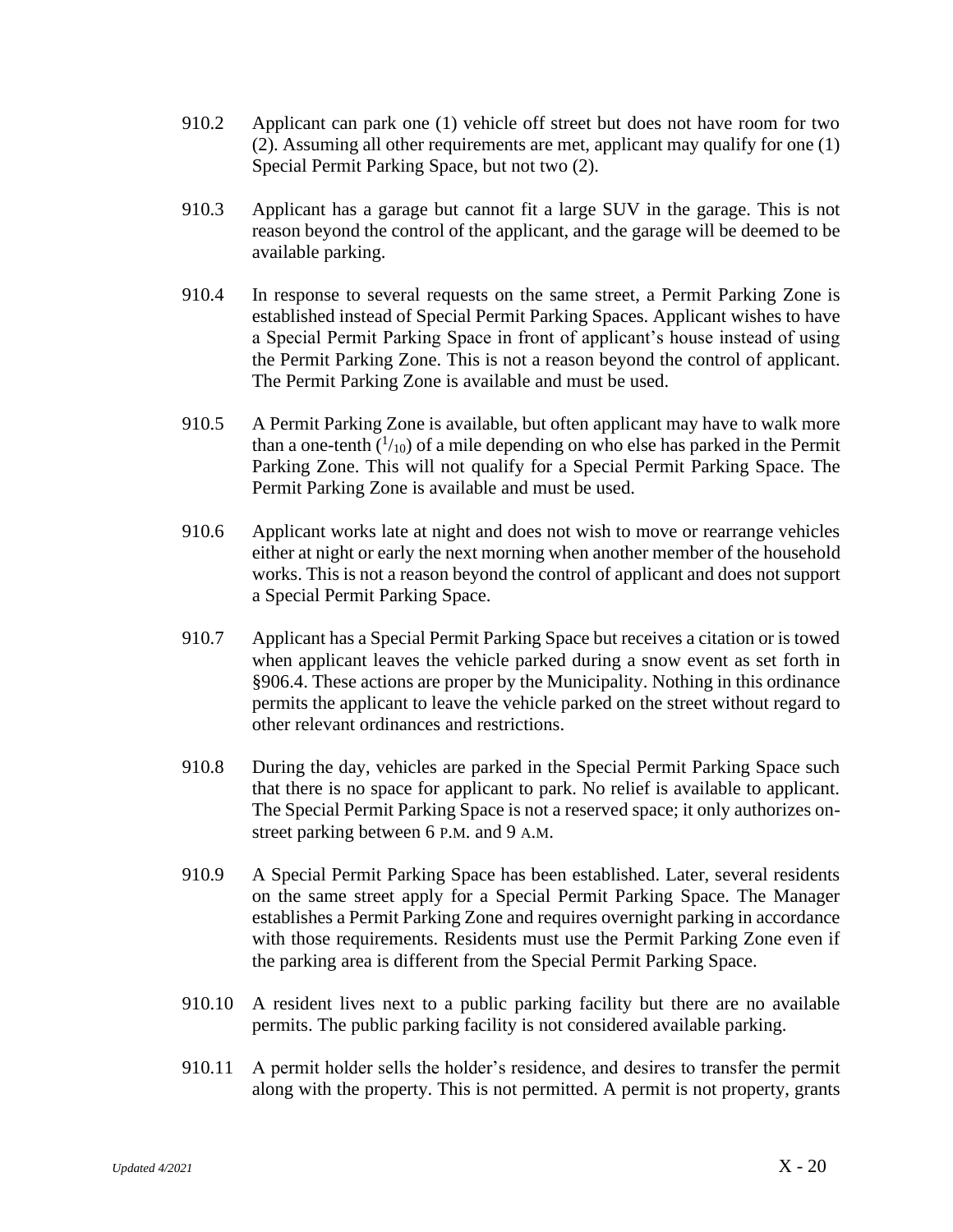910.2 Applicant can park one (1) vehicle off street but does not have room for two (2). Assuming all other requirements are met, applicant may qualify for one (1) Special Permit Parking Space, but not two (2).

910.3 Applicant has a garage but cannot fit a large SUV in the garage. This is not reason beyond the control of the applicant, and the garage will be deemed to be available parking.

910.4 In response to several requests on the same street, a Permit Parking Zone is established instead of Special Permit Parking Spaces. Applicant wishes to have a Special Permit Parking Space in front of applicant's house instead of using the Permit Parking Zone. This is not a reason beyond the control of applicant. The Permit Parking Zone is available and must be used.

910.5 A Permit Parking Zone is available, but often applicant may have to walk more than a one-tenth ($^1/_{10}$) of a mile depending on who else has parked in the Permit Parking Zone. This will not qualify for a Special Permit Parking Space. The Permit Parking Zone is available and must be used.

910.6 Applicant works late at night and does not wish to move or rearrange vehicles either at night or early the next morning when another member of the household works. This is not a reason beyond the control of applicant and does not support a Special Permit Parking Space.

910.7 Applicant has a Special Permit Parking Space but receives a citation or is towed when applicant leaves the vehicle parked during a snow event as set forth in §906.4. These actions are proper by the Municipality. Nothing in this ordinance permits the applicant to leave the vehicle parked on the street without regard to other relevant ordinances and restrictions.

910.8 During the day, vehicles are parked in the Special Permit Parking Space such that there is no space for applicant to park. No relief is available to applicant. The Special Permit Parking Space is not a reserved space; it only authorizes on-street parking between 6 P.M. and 9 A.M.

910.9 A Special Permit Parking Space has been established. Later, several residents on the same street apply for a Special Permit Parking Space. The Manager establishes a Permit Parking Zone and requires overnight parking in accordance with those requirements. Residents must use the Permit Parking Zone even if the parking area is different from the Special Permit Parking Space.

910.10 A resident lives next to a public parking facility but there are no available permits. The public parking facility is not considered available parking.

910.11 A permit holder sells the holder's residence, and desires to transfer the permit along with the property. This is not permitted. A permit is not property, grants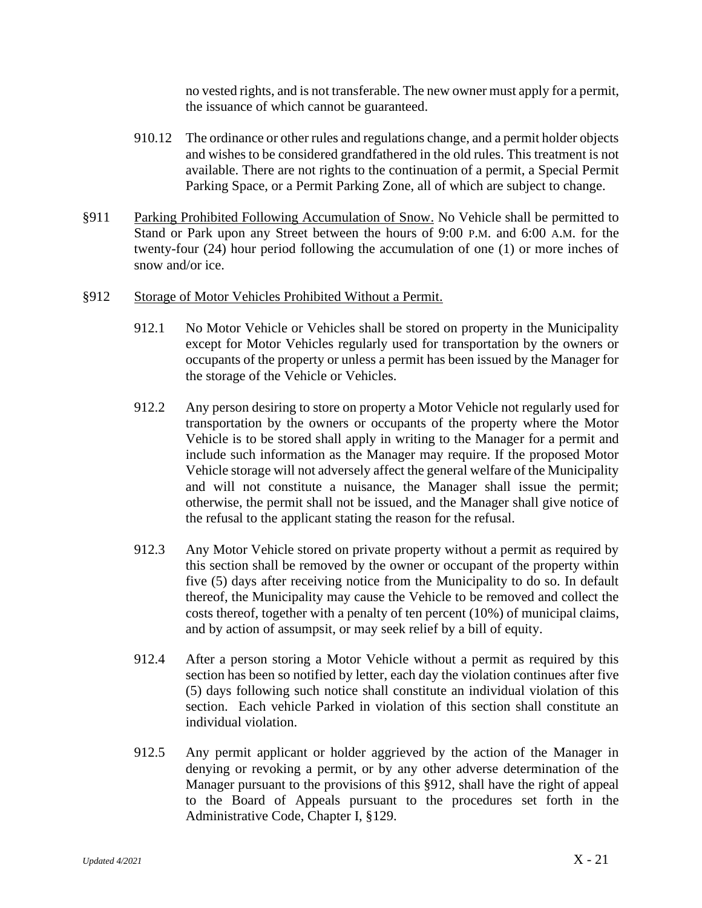no vested rights, and is not transferable. The new owner must apply for a permit, the issuance of which cannot be guaranteed.

910.12 The ordinance or other rules and regulations change, and a permit holder objects and wishes to be considered grandfathered in the old rules. This treatment is not available. There are not rights to the continuation of a permit, a Special Permit Parking Space, or a Permit Parking Zone, all of which are subject to change.

§911 Parking Prohibited Following Accumulation of Snow. No Vehicle shall be permitted to Stand or Park upon any Street between the hours of 9:00 P.M. and 6:00 A.M. for the twenty-four (24) hour period following the accumulation of one (1) or more inches of snow and/or ice.

§912 Storage of Motor Vehicles Prohibited Without a Permit.

912.1 No Motor Vehicle or Vehicles shall be stored on property in the Municipality except for Motor Vehicles regularly used for transportation by the owners or occupants of the property or unless a permit has been issued by the Manager for the storage of the Vehicle or Vehicles.

912.2 Any person desiring to store on property a Motor Vehicle not regularly used for transportation by the owners or occupants of the property where the Motor Vehicle is to be stored shall apply in writing to the Manager for a permit and include such information as the Manager may require. If the proposed Motor Vehicle storage will not adversely affect the general welfare of the Municipality and will not constitute a nuisance, the Manager shall issue the permit; otherwise, the permit shall not be issued, and the Manager shall give notice of the refusal to the applicant stating the reason for the refusal.

912.3 Any Motor Vehicle stored on private property without a permit as required by this section shall be removed by the owner or occupant of the property within five (5) days after receiving notice from the Municipality to do so. In default thereof, the Municipality may cause the Vehicle to be removed and collect the costs thereof, together with a penalty of ten percent (10%) of municipal claims, and by action of assumpsit, or may seek relief by a bill of equity.

912.4 After a person storing a Motor Vehicle without a permit as required by this section has been so notified by letter, each day the violation continues after five (5) days following such notice shall constitute an individual violation of this section. Each vehicle Parked in violation of this section shall constitute an individual violation.

912.5 Any permit applicant or holder aggrieved by the action of the Manager in denying or revoking a permit, or by any other adverse determination of the Manager pursuant to the provisions of this §912, shall have the right of appeal to the Board of Appeals pursuant to the procedures set forth in the Administrative Code, Chapter I, §129.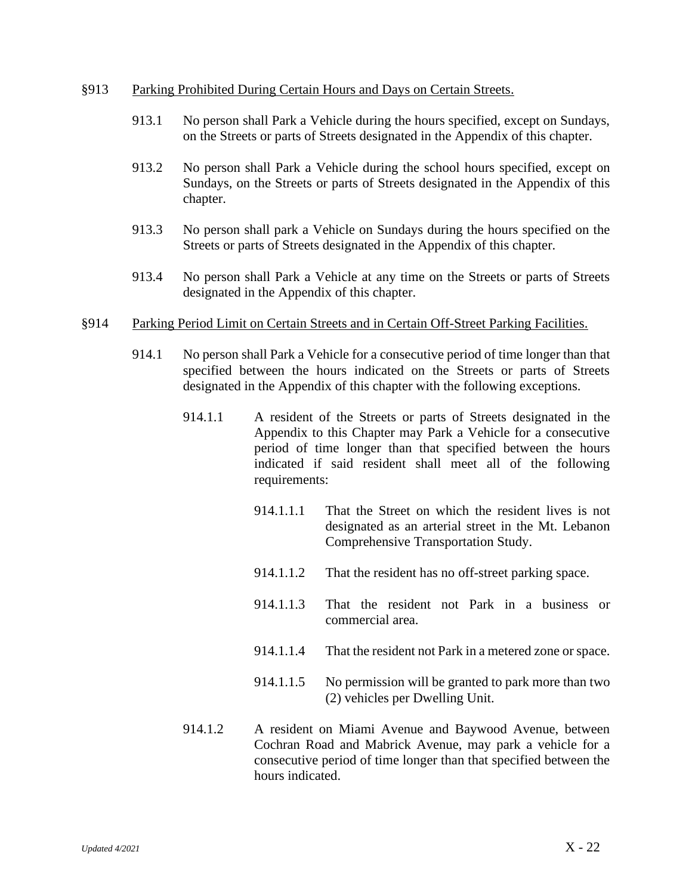## §913 Parking Prohibited During Certain Hours and Days on Certain Streets.

913.1 No person shall Park a Vehicle during the hours specified, except on Sundays, on the Streets or parts of Streets designated in the Appendix of this chapter.

913.2 No person shall Park a Vehicle during the school hours specified, except on Sundays, on the Streets or parts of Streets designated in the Appendix of this chapter.

913.3 No person shall park a Vehicle on Sundays during the hours specified on the Streets or parts of Streets designated in the Appendix of this chapter.

913.4 No person shall Park a Vehicle at any time on the Streets or parts of Streets designated in the Appendix of this chapter.

## §914 Parking Period Limit on Certain Streets and in Certain Off-Street Parking Facilities.

914.1 No person shall Park a Vehicle for a consecutive period of time longer than that specified between the hours indicated on the Streets or parts of Streets designated in the Appendix of this chapter with the following exceptions.

914.1.1 A resident of the Streets or parts of Streets designated in the Appendix to this Chapter may Park a Vehicle for a consecutive period of time longer than that specified between the hours indicated if said resident shall meet all of the following requirements:

914.1.1.1 That the Street on which the resident lives is not designated as an arterial street in the Mt. Lebanon Comprehensive Transportation Study.

914.1.1.2 That the resident has no off-street parking space.

914.1.1.3 That the resident not Park in a business or commercial area.

914.1.1.4 That the resident not Park in a metered zone or space.

914.1.1.5 No permission will be granted to park more than two (2) vehicles per Dwelling Unit.

914.1.2 A resident on Miami Avenue and Baywood Avenue, between Cochran Road and Mabrick Avenue, may park a vehicle for a consecutive period of time longer than that specified between the hours indicated.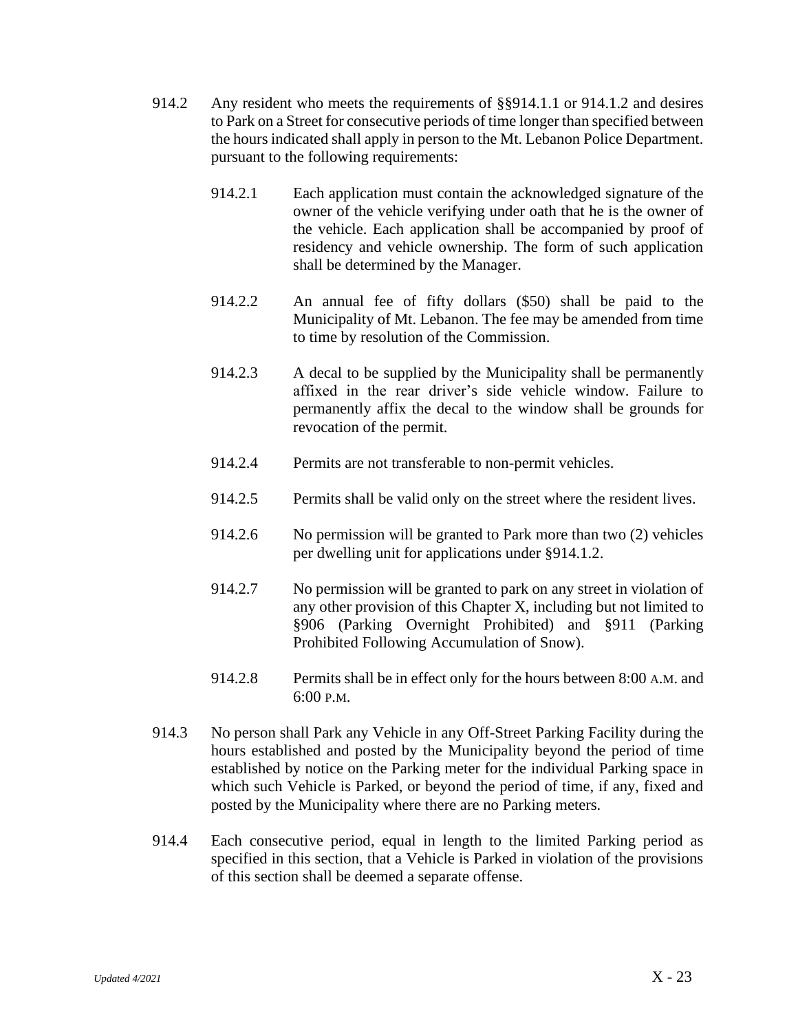914.2 Any resident who meets the requirements of §§914.1.1 or 914.1.2 and desires to Park on a Street for consecutive periods of time longer than specified between the hours indicated shall apply in person to the Mt. Lebanon Police Department. pursuant to the following requirements:

914.2.1 Each application must contain the acknowledged signature of the owner of the vehicle verifying under oath that he is the owner of the vehicle. Each application shall be accompanied by proof of residency and vehicle ownership. The form of such application shall be determined by the Manager.

914.2.2 An annual fee of fifty dollars ($50) shall be paid to the Municipality of Mt. Lebanon. The fee may be amended from time to time by resolution of the Commission.

914.2.3 A decal to be supplied by the Municipality shall be permanently affixed in the rear driver's side vehicle window. Failure to permanently affix the decal to the window shall be grounds for revocation of the permit.

914.2.4 Permits are not transferable to non-permit vehicles.

914.2.5 Permits shall be valid only on the street where the resident lives.

914.2.6 No permission will be granted to Park more than two (2) vehicles per dwelling unit for applications under §914.1.2.

914.2.7 No permission will be granted to park on any street in violation of any other provision of this Chapter X, including but not limited to §906 (Parking Overnight Prohibited) and §911 (Parking Prohibited Following Accumulation of Snow).

914.2.8 Permits shall be in effect only for the hours between 8:00 A.M. and 6:00 P.M.

914.3 No person shall Park any Vehicle in any Off-Street Parking Facility during the hours established and posted by the Municipality beyond the period of time established by notice on the Parking meter for the individual Parking space in which such Vehicle is Parked, or beyond the period of time, if any, fixed and posted by the Municipality where there are no Parking meters.

914.4 Each consecutive period, equal in length to the limited Parking period as specified in this section, that a Vehicle is Parked in violation of the provisions of this section shall be deemed a separate offense.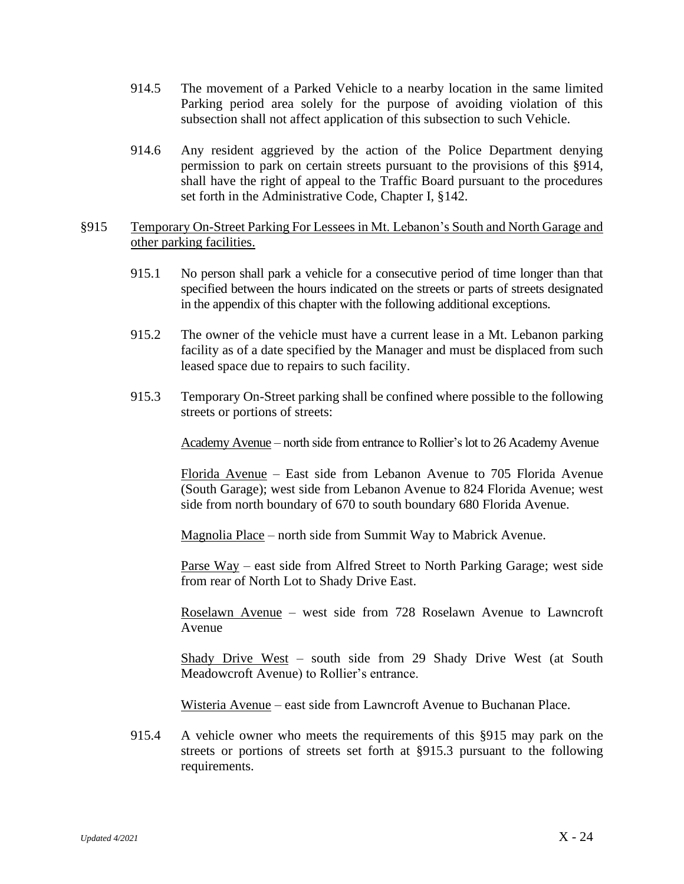914.5 The movement of a Parked Vehicle to a nearby location in the same limited Parking period area solely for the purpose of avoiding violation of this subsection shall not affect application of this subsection to such Vehicle.

914.6 Any resident aggrieved by the action of the Police Department denying permission to park on certain streets pursuant to the provisions of this §914, shall have the right of appeal to the Traffic Board pursuant to the procedures set forth in the Administrative Code, Chapter I, §142.

§915 <u>Temporary On-Street Parking For Lessees in Mt. Lebanon's South and North Garage and other parking facilities.</u>

915.1 No person shall park a vehicle for a consecutive period of time longer than that specified between the hours indicated on the streets or parts of streets designated in the appendix of this chapter with the following additional exceptions.

915.2 The owner of the vehicle must have a current lease in a Mt. Lebanon parking facility as of a date specified by the Manager and must be displaced from such leased space due to repairs to such facility.

915.3 Temporary On-Street parking shall be confined where possible to the following streets or portions of streets:

<u>Academy Avenue</u> – north side from entrance to Rollier's lot to 26 Academy Avenue

<u>Florida Avenue</u> – East side from Lebanon Avenue to 705 Florida Avenue (South Garage); west side from Lebanon Avenue to 824 Florida Avenue; west side from north boundary of 670 to south boundary 680 Florida Avenue.

<u>Magnolia Place</u> – north side from Summit Way to Mabrick Avenue.

<u>Parse Way</u> – east side from Alfred Street to North Parking Garage; west side from rear of North Lot to Shady Drive East.

<u>Roselawn Avenue</u> – west side from 728 Roselawn Avenue to Lawncroft Avenue

<u>Shady Drive West</u> – south side from 29 Shady Drive West (at South Meadowcroft Avenue) to Rollier's entrance.

<u>Wisteria Avenue</u> – east side from Lawncroft Avenue to Buchanan Place.

915.4 A vehicle owner who meets the requirements of this §915 may park on the streets or portions of streets set forth at §915.3 pursuant to the following requirements.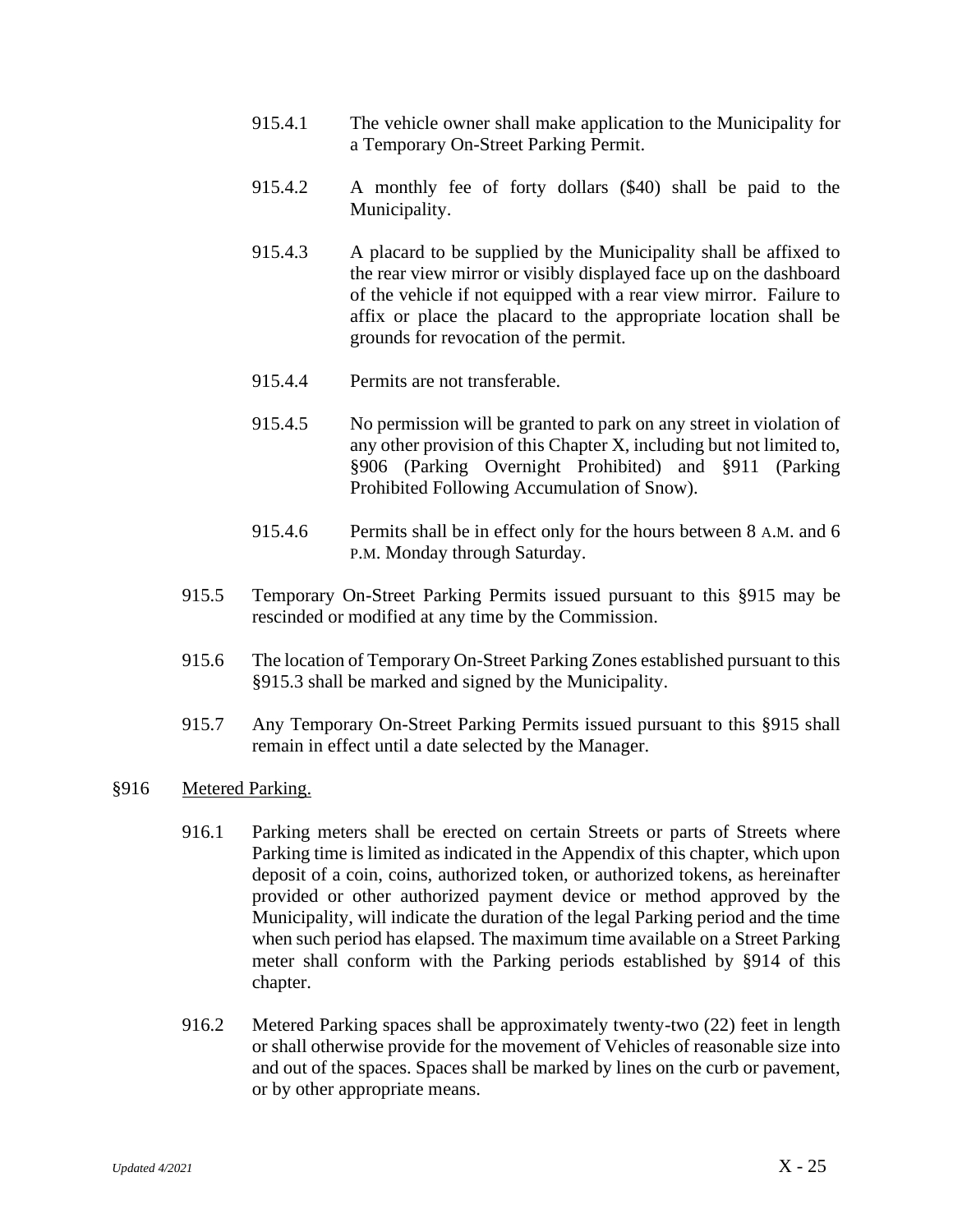915.4.1 The vehicle owner shall make application to the Municipality for a Temporary On-Street Parking Permit.

915.4.2 A monthly fee of forty dollars ($40) shall be paid to the Municipality.

915.4.3 A placard to be supplied by the Municipality shall be affixed to the rear view mirror or visibly displayed face up on the dashboard of the vehicle if not equipped with a rear view mirror. Failure to affix or place the placard to the appropriate location shall be grounds for revocation of the permit.

915.4.4 Permits are not transferable.

915.4.5 No permission will be granted to park on any street in violation of any other provision of this Chapter X, including but not limited to, §906 (Parking Overnight Prohibited) and §911 (Parking Prohibited Following Accumulation of Snow).

915.4.6 Permits shall be in effect only for the hours between 8 A.M. and 6 P.M. Monday through Saturday.

915.5 Temporary On-Street Parking Permits issued pursuant to this §915 may be rescinded or modified at any time by the Commission.

915.6 The location of Temporary On-Street Parking Zones established pursuant to this §915.3 shall be marked and signed by the Municipality.

915.7 Any Temporary On-Street Parking Permits issued pursuant to this §915 shall remain in effect until a date selected by the Manager.

## §916 Metered Parking.

916.1 Parking meters shall be erected on certain Streets or parts of Streets where Parking time is limited as indicated in the Appendix of this chapter, which upon deposit of a coin, coins, authorized token, or authorized tokens, as hereinafter provided or other authorized payment device or method approved by the Municipality, will indicate the duration of the legal Parking period and the time when such period has elapsed. The maximum time available on a Street Parking meter shall conform with the Parking periods established by §914 of this chapter.

916.2 Metered Parking spaces shall be approximately twenty-two (22) feet in length or shall otherwise provide for the movement of Vehicles of reasonable size into and out of the spaces. Spaces shall be marked by lines on the curb or pavement, or by other appropriate means.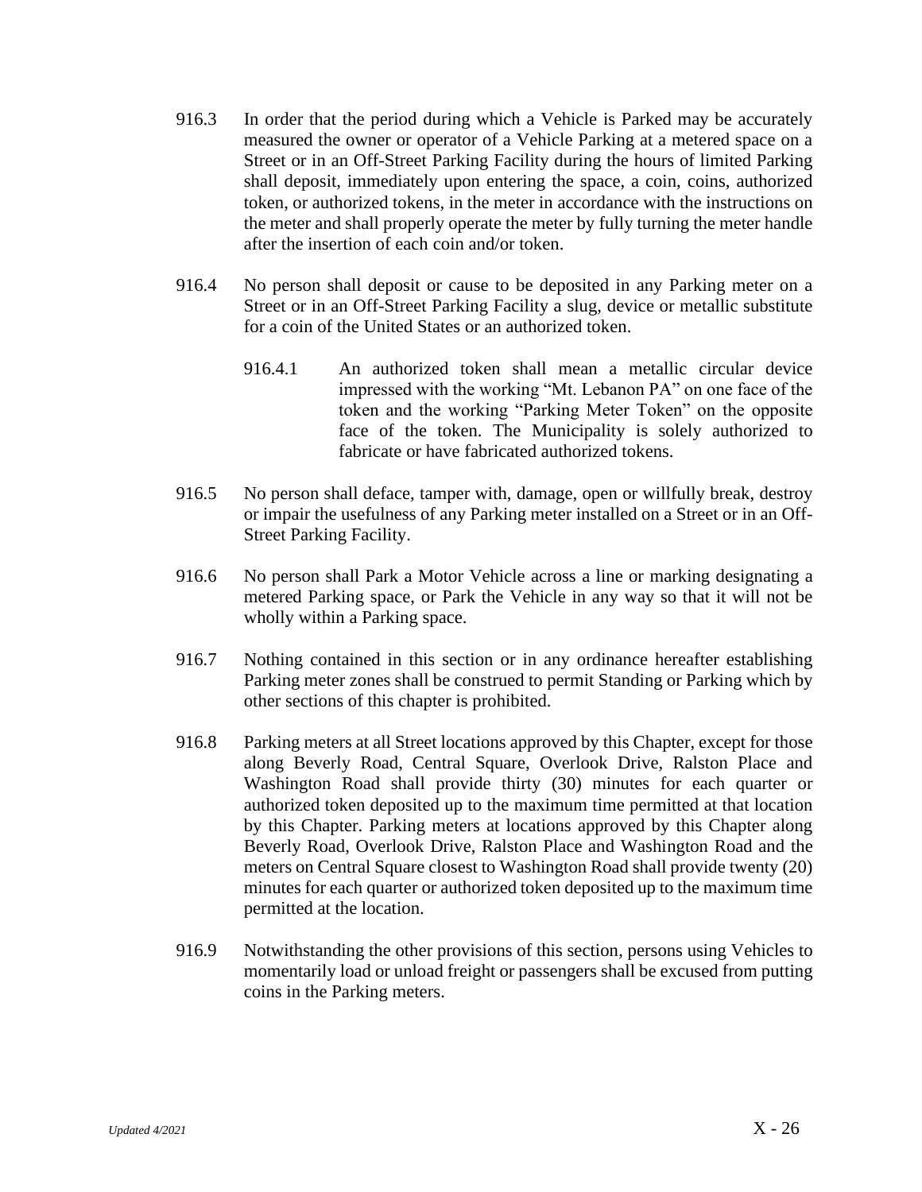916.3 In order that the period during which a Vehicle is Parked may be accurately measured the owner or operator of a Vehicle Parking at a metered space on a Street or in an Off-Street Parking Facility during the hours of limited Parking shall deposit, immediately upon entering the space, a coin, coins, authorized token, or authorized tokens, in the meter in accordance with the instructions on the meter and shall properly operate the meter by fully turning the meter handle after the insertion of each coin and/or token.

916.4 No person shall deposit or cause to be deposited in any Parking meter on a Street or in an Off-Street Parking Facility a slug, device or metallic substitute for a coin of the United States or an authorized token.

> 916.4.1 An authorized token shall mean a metallic circular device impressed with the working "Mt. Lebanon PA" on one face of the token and the working "Parking Meter Token" on the opposite face of the token. The Municipality is solely authorized to fabricate or have fabricated authorized tokens.

916.5 No person shall deface, tamper with, damage, open or willfully break, destroy or impair the usefulness of any Parking meter installed on a Street or in an Off-Street Parking Facility.

916.6 No person shall Park a Motor Vehicle across a line or marking designating a metered Parking space, or Park the Vehicle in any way so that it will not be wholly within a Parking space.

916.7 Nothing contained in this section or in any ordinance hereafter establishing Parking meter zones shall be construed to permit Standing or Parking which by other sections of this chapter is prohibited.

916.8 Parking meters at all Street locations approved by this Chapter, except for those along Beverly Road, Central Square, Overlook Drive, Ralston Place and Washington Road shall provide thirty (30) minutes for each quarter or authorized token deposited up to the maximum time permitted at that location by this Chapter. Parking meters at locations approved by this Chapter along Beverly Road, Overlook Drive, Ralston Place and Washington Road and the meters on Central Square closest to Washington Road shall provide twenty (20) minutes for each quarter or authorized token deposited up to the maximum time permitted at the location.

916.9 Notwithstanding the other provisions of this section, persons using Vehicles to momentarily load or unload freight or passengers shall be excused from putting coins in the Parking meters.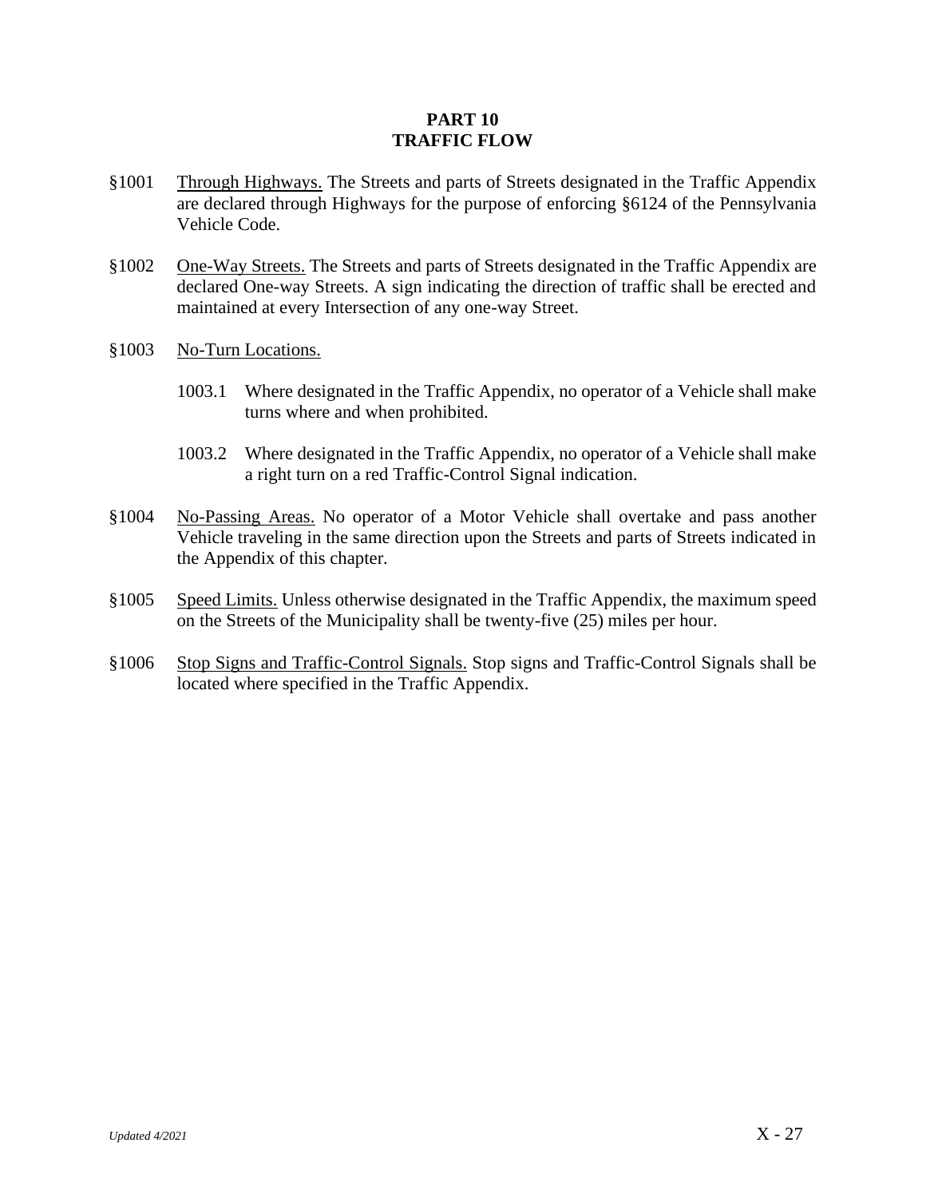# PART 10
# TRAFFIC FLOW

§1001 Through Highways. The Streets and parts of Streets designated in the Traffic Appendix are declared through Highways for the purpose of enforcing §6124 of the Pennsylvania Vehicle Code.

§1002 One-Way Streets. The Streets and parts of Streets designated in the Traffic Appendix are declared One-way Streets. A sign indicating the direction of traffic shall be erected and maintained at every Intersection of any one-way Street.

§1003 No-Turn Locations.

1003.1 Where designated in the Traffic Appendix, no operator of a Vehicle shall make turns where and when prohibited.

1003.2 Where designated in the Traffic Appendix, no operator of a Vehicle shall make a right turn on a red Traffic-Control Signal indication.

§1004 No-Passing Areas. No operator of a Motor Vehicle shall overtake and pass another Vehicle traveling in the same direction upon the Streets and parts of Streets indicated in the Appendix of this chapter.

§1005 Speed Limits. Unless otherwise designated in the Traffic Appendix, the maximum speed on the Streets of the Municipality shall be twenty-five (25) miles per hour.

§1006 Stop Signs and Traffic-Control Signals. Stop signs and Traffic-Control Signals shall be located where specified in the Traffic Appendix.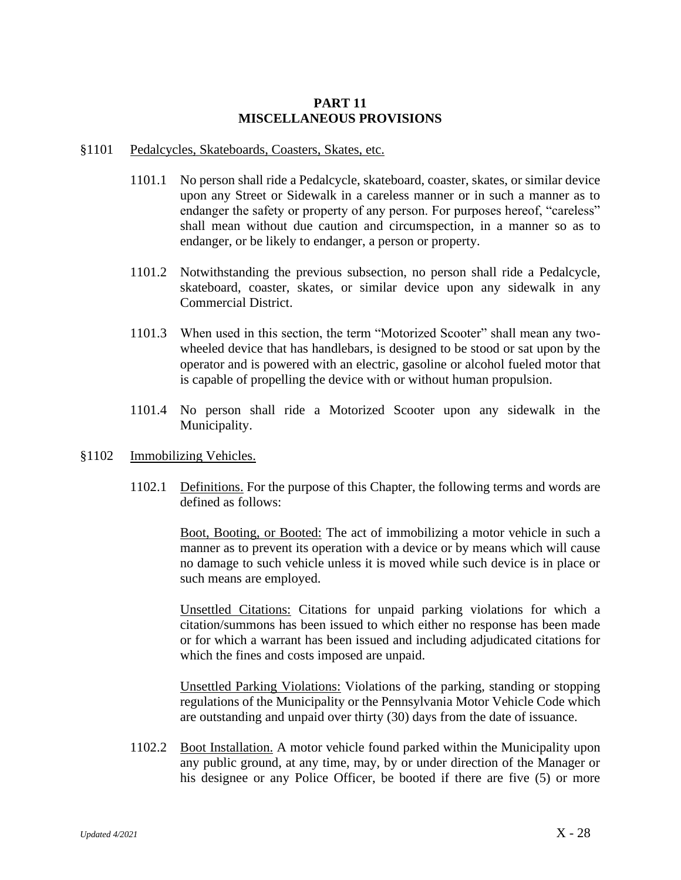# PART 11
# MISCELLANEOUS PROVISIONS

§1101 Pedalcycles, Skateboards, Coasters, Skates, etc.

1101.1 No person shall ride a Pedalcycle, skateboard, coaster, skates, or similar device upon any Street or Sidewalk in a careless manner or in such a manner as to endanger the safety or property of any person. For purposes hereof, "careless" shall mean without due caution and circumspection, in a manner so as to endanger, or be likely to endanger, a person or property.

1101.2 Notwithstanding the previous subsection, no person shall ride a Pedalcycle, skateboard, coaster, skates, or similar device upon any sidewalk in any Commercial District.

1101.3 When used in this section, the term "Motorized Scooter" shall mean any two-wheeled device that has handlebars, is designed to be stood or sat upon by the operator and is powered with an electric, gasoline or alcohol fueled motor that is capable of propelling the device with or without human propulsion.

1101.4 No person shall ride a Motorized Scooter upon any sidewalk in the Municipality.

§1102 Immobilizing Vehicles.

1102.1 Definitions. For the purpose of this Chapter, the following terms and words are defined as follows:

Boot, Booting, or Booted: The act of immobilizing a motor vehicle in such a manner as to prevent its operation with a device or by means which will cause no damage to such vehicle unless it is moved while such device is in place or such means are employed.

Unsettled Citations: Citations for unpaid parking violations for which a citation/summons has been issued to which either no response has been made or for which a warrant has been issued and including adjudicated citations for which the fines and costs imposed are unpaid.

Unsettled Parking Violations: Violations of the parking, standing or stopping regulations of the Municipality or the Pennsylvania Motor Vehicle Code which are outstanding and unpaid over thirty (30) days from the date of issuance.

1102.2 Boot Installation. A motor vehicle found parked within the Municipality upon any public ground, at any time, may, by or under direction of the Manager or his designee or any Police Officer, be booted if there are five (5) or more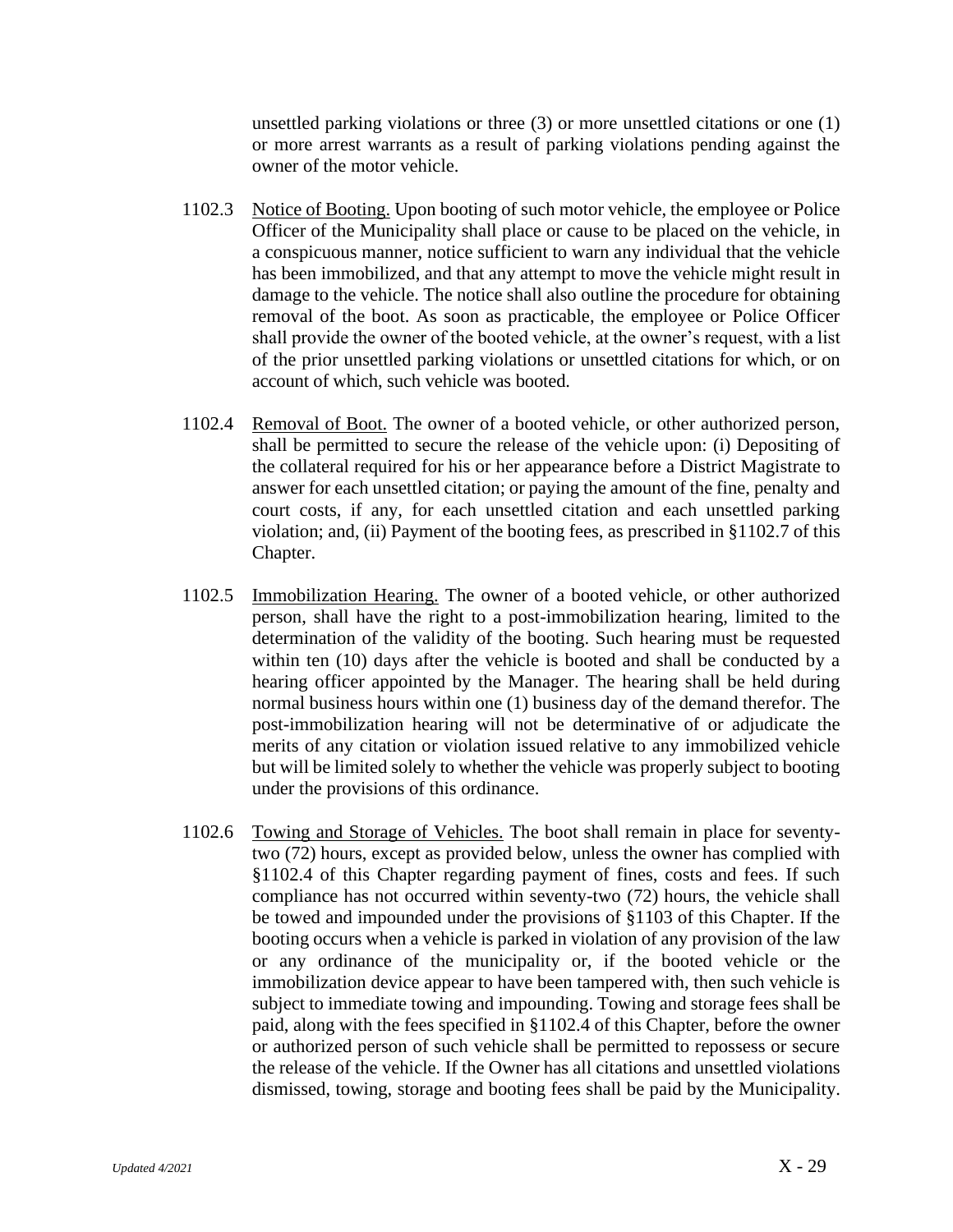unsettled parking violations or three (3) or more unsettled citations or one (1) or more arrest warrants as a result of parking violations pending against the owner of the motor vehicle.

1102.3 Notice of Booting. Upon booting of such motor vehicle, the employee or Police Officer of the Municipality shall place or cause to be placed on the vehicle, in a conspicuous manner, notice sufficient to warn any individual that the vehicle has been immobilized, and that any attempt to move the vehicle might result in damage to the vehicle. The notice shall also outline the procedure for obtaining removal of the boot. As soon as practicable, the employee or Police Officer shall provide the owner of the booted vehicle, at the owner's request, with a list of the prior unsettled parking violations or unsettled citations for which, or on account of which, such vehicle was booted.

1102.4 Removal of Boot. The owner of a booted vehicle, or other authorized person, shall be permitted to secure the release of the vehicle upon: (i) Depositing of the collateral required for his or her appearance before a District Magistrate to answer for each unsettled citation; or paying the amount of the fine, penalty and court costs, if any, for each unsettled citation and each unsettled parking violation; and, (ii) Payment of the booting fees, as prescribed in §1102.7 of this Chapter.

1102.5 Immobilization Hearing. The owner of a booted vehicle, or other authorized person, shall have the right to a post-immobilization hearing, limited to the determination of the validity of the booting. Such hearing must be requested within ten (10) days after the vehicle is booted and shall be conducted by a hearing officer appointed by the Manager. The hearing shall be held during normal business hours within one (1) business day of the demand therefor. The post-immobilization hearing will not be determinative of or adjudicate the merits of any citation or violation issued relative to any immobilized vehicle but will be limited solely to whether the vehicle was properly subject to booting under the provisions of this ordinance.

1102.6 Towing and Storage of Vehicles. The boot shall remain in place for seventy-two (72) hours, except as provided below, unless the owner has complied with §1102.4 of this Chapter regarding payment of fines, costs and fees. If such compliance has not occurred within seventy-two (72) hours, the vehicle shall be towed and impounded under the provisions of §1103 of this Chapter. If the booting occurs when a vehicle is parked in violation of any provision of the law or any ordinance of the municipality or, if the booted vehicle or the immobilization device appear to have been tampered with, then such vehicle is subject to immediate towing and impounding. Towing and storage fees shall be paid, along with the fees specified in §1102.4 of this Chapter, before the owner or authorized person of such vehicle shall be permitted to repossess or secure the release of the vehicle. If the Owner has all citations and unsettled violations dismissed, towing, storage and booting fees shall be paid by the Municipality.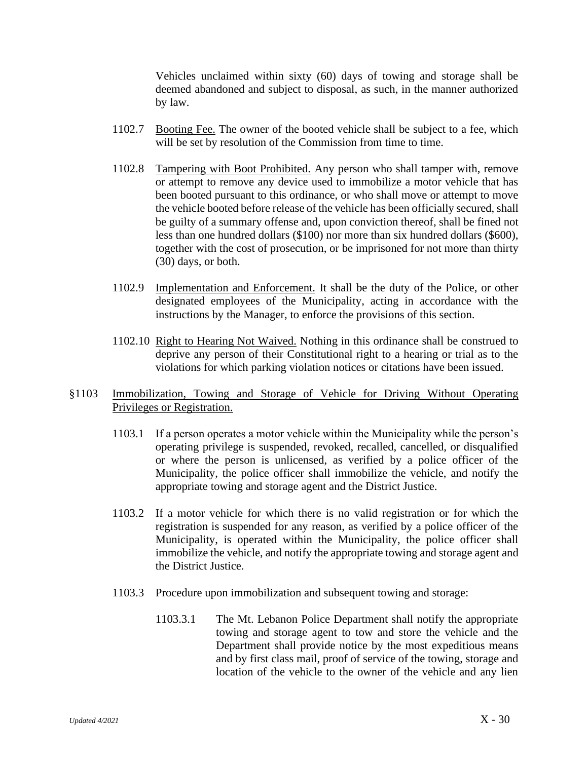Vehicles unclaimed within sixty (60) days of towing and storage shall be deemed abandoned and subject to disposal, as such, in the manner authorized by law.

1102.7 Booting Fee. The owner of the booted vehicle shall be subject to a fee, which will be set by resolution of the Commission from time to time.

1102.8 Tampering with Boot Prohibited. Any person who shall tamper with, remove or attempt to remove any device used to immobilize a motor vehicle that has been booted pursuant to this ordinance, or who shall move or attempt to move the vehicle booted before release of the vehicle has been officially secured, shall be guilty of a summary offense and, upon conviction thereof, shall be fined not less than one hundred dollars ($100) nor more than six hundred dollars ($600), together with the cost of prosecution, or be imprisoned for not more than thirty (30) days, or both.

1102.9 Implementation and Enforcement. It shall be the duty of the Police, or other designated employees of the Municipality, acting in accordance with the instructions by the Manager, to enforce the provisions of this section.

1102.10 Right to Hearing Not Waived. Nothing in this ordinance shall be construed to deprive any person of their Constitutional right to a hearing or trial as to the violations for which parking violation notices or citations have been issued.

## §1103 Immobilization, Towing and Storage of Vehicle for Driving Without Operating Privileges or Registration.

1103.1 If a person operates a motor vehicle within the Municipality while the person's operating privilege is suspended, revoked, recalled, cancelled, or disqualified or where the person is unlicensed, as verified by a police officer of the Municipality, the police officer shall immobilize the vehicle, and notify the appropriate towing and storage agent and the District Justice.

1103.2 If a motor vehicle for which there is no valid registration or for which the registration is suspended for any reason, as verified by a police officer of the Municipality, is operated within the Municipality, the police officer shall immobilize the vehicle, and notify the appropriate towing and storage agent and the District Justice.

1103.3 Procedure upon immobilization and subsequent towing and storage:

1103.3.1 The Mt. Lebanon Police Department shall notify the appropriate towing and storage agent to tow and store the vehicle and the Department shall provide notice by the most expeditious means and by first class mail, proof of service of the towing, storage and location of the vehicle to the owner of the vehicle and any lien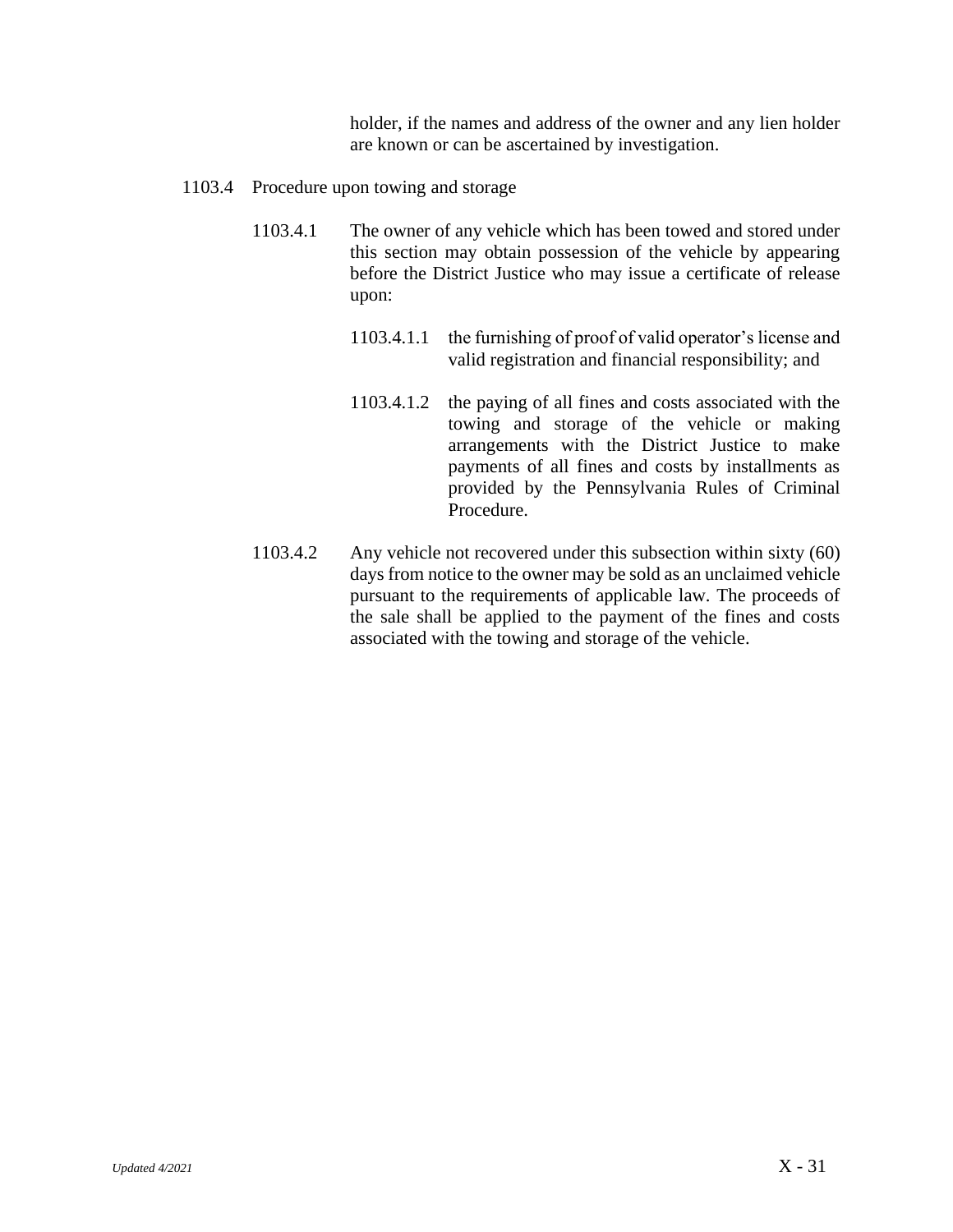holder, if the names and address of the owner and any lien holder are known or can be ascertained by investigation.

1103.4 Procedure upon towing and storage

1103.4.1 The owner of any vehicle which has been towed and stored under this section may obtain possession of the vehicle by appearing before the District Justice who may issue a certificate of release upon:

1103.4.1.1 the furnishing of proof of valid operator's license and valid registration and financial responsibility; and

1103.4.1.2 the paying of all fines and costs associated with the towing and storage of the vehicle or making arrangements with the District Justice to make payments of all fines and costs by installments as provided by the Pennsylvania Rules of Criminal Procedure.

1103.4.2 Any vehicle not recovered under this subsection within sixty (60) days from notice to the owner may be sold as an unclaimed vehicle pursuant to the requirements of applicable law. The proceeds of the sale shall be applied to the payment of the fines and costs associated with the towing and storage of the vehicle.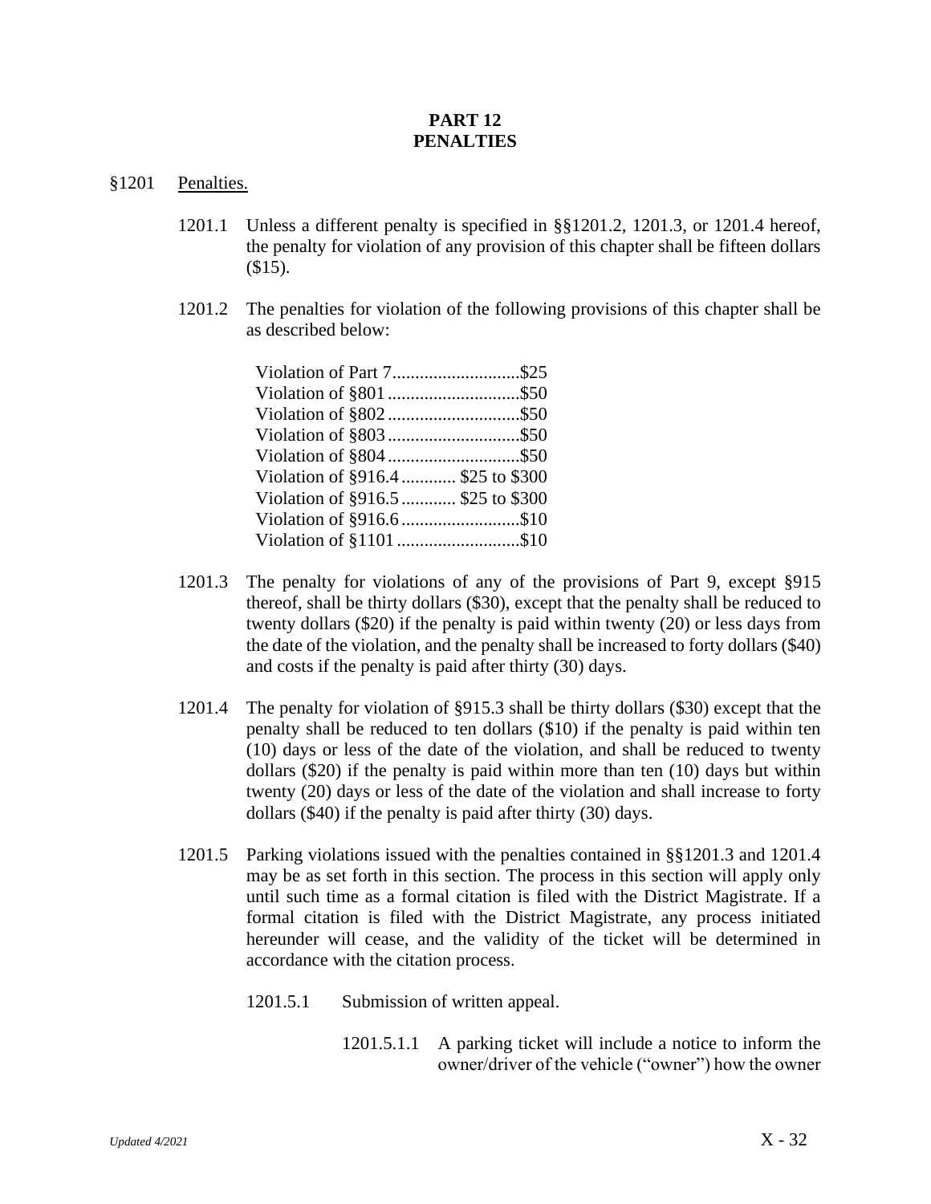# PART 12
# PENALTIES

§1201 Penalties.

1201.1 Unless a different penalty is specified in §§1201.2, 1201.3, or 1201.4 hereof, the penalty for violation of any provision of this chapter shall be fifteen dollars ($15).

1201.2 The penalties for violation of the following provisions of this chapter shall be as described below:

| | |
|---|---|
| Violation of Part 7 | $25 |
| Violation of §801 | $50 |
| Violation of §802 | $50 |
| Violation of §803 | $50 |
| Violation of §804 | $50 |
| Violation of §916.4 | $25 to $300 |
| Violation of §916.5 | $25 to $300 |
| Violation of §916.6 | $10 |
| Violation of §1101 | $10 |

1201.3 The penalty for violations of any of the provisions of Part 9, except §915 thereof, shall be thirty dollars ($30), except that the penalty shall be reduced to twenty dollars ($20) if the penalty is paid within twenty (20) or less days from the date of the violation, and the penalty shall be increased to forty dollars ($40) and costs if the penalty is paid after thirty (30) days.

1201.4 The penalty for violation of §915.3 shall be thirty dollars ($30) except that the penalty shall be reduced to ten dollars ($10) if the penalty is paid within ten (10) days or less of the date of the violation, and shall be reduced to twenty dollars ($20) if the penalty is paid within more than ten (10) days but within twenty (20) days or less of the date of the violation and shall increase to forty dollars ($40) if the penalty is paid after thirty (30) days.

1201.5 Parking violations issued with the penalties contained in §§1201.3 and 1201.4 may be as set forth in this section. The process in this section will apply only until such time as a formal citation is filed with the District Magistrate. If a formal citation is filed with the District Magistrate, any process initiated hereunder will cease, and the validity of the ticket will be determined in accordance with the citation process.

1201.5.1 Submission of written appeal.

1201.5.1.1 A parking ticket will include a notice to inform the owner/driver of the vehicle ("owner") how the owner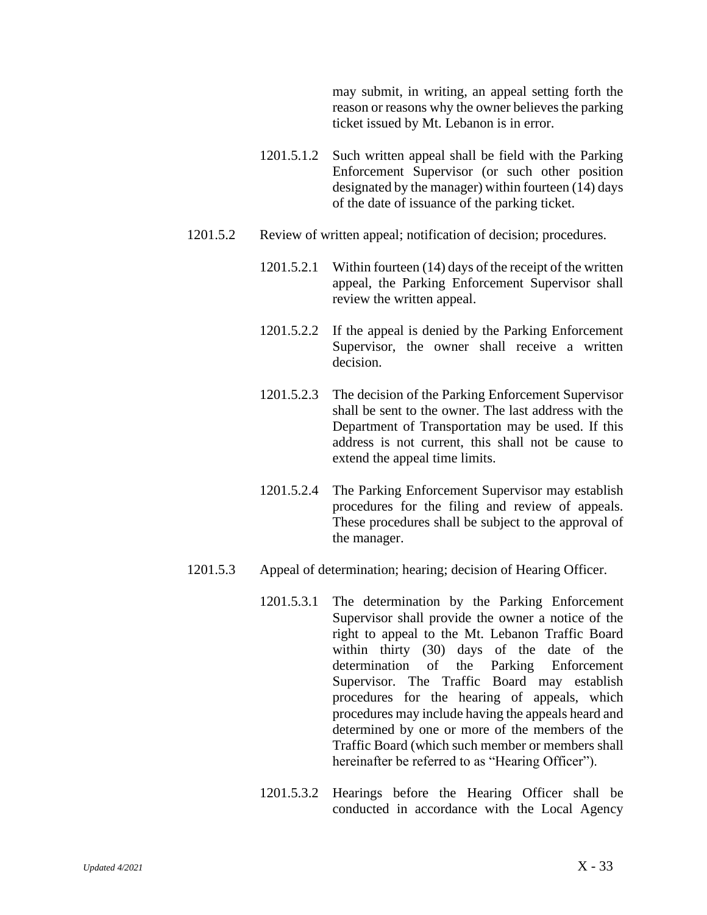may submit, in writing, an appeal setting forth the reason or reasons why the owner believes the parking ticket issued by Mt. Lebanon is in error.

1201.5.1.2 Such written appeal shall be field with the Parking Enforcement Supervisor (or such other position designated by the manager) within fourteen (14) days of the date of issuance of the parking ticket.

1201.5.2 Review of written appeal; notification of decision; procedures.

1201.5.2.1 Within fourteen (14) days of the receipt of the written appeal, the Parking Enforcement Supervisor shall review the written appeal.

1201.5.2.2 If the appeal is denied by the Parking Enforcement Supervisor, the owner shall receive a written decision.

1201.5.2.3 The decision of the Parking Enforcement Supervisor shall be sent to the owner. The last address with the Department of Transportation may be used. If this address is not current, this shall not be cause to extend the appeal time limits.

1201.5.2.4 The Parking Enforcement Supervisor may establish procedures for the filing and review of appeals. These procedures shall be subject to the approval of the manager.

1201.5.3 Appeal of determination; hearing; decision of Hearing Officer.

1201.5.3.1 The determination by the Parking Enforcement Supervisor shall provide the owner a notice of the right to appeal to the Mt. Lebanon Traffic Board within thirty (30) days of the date of the determination of the Parking Enforcement Supervisor. The Traffic Board may establish procedures for the hearing of appeals, which procedures may include having the appeals heard and determined by one or more of the members of the Traffic Board (which such member or members shall hereinafter be referred to as "Hearing Officer").

1201.5.3.2 Hearings before the Hearing Officer shall be conducted in accordance with the Local Agency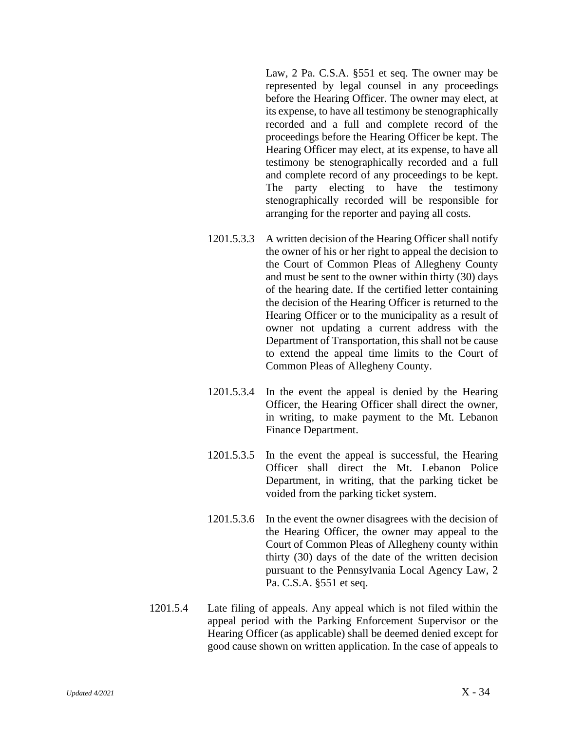Law, 2 Pa. C.S.A. §551 et seq. The owner may be represented by legal counsel in any proceedings before the Hearing Officer. The owner may elect, at its expense, to have all testimony be stenographically recorded and a full and complete record of the proceedings before the Hearing Officer be kept. The Hearing Officer may elect, at its expense, to have all testimony be stenographically recorded and a full and complete record of any proceedings to be kept. The party electing to have the testimony stenographically recorded will be responsible for arranging for the reporter and paying all costs.

1201.5.3.3 A written decision of the Hearing Officer shall notify the owner of his or her right to appeal the decision to the Court of Common Pleas of Allegheny County and must be sent to the owner within thirty (30) days of the hearing date. If the certified letter containing the decision of the Hearing Officer is returned to the Hearing Officer or to the municipality as a result of owner not updating a current address with the Department of Transportation, this shall not be cause to extend the appeal time limits to the Court of Common Pleas of Allegheny County.

1201.5.3.4 In the event the appeal is denied by the Hearing Officer, the Hearing Officer shall direct the owner, in writing, to make payment to the Mt. Lebanon Finance Department.

1201.5.3.5 In the event the appeal is successful, the Hearing Officer shall direct the Mt. Lebanon Police Department, in writing, that the parking ticket be voided from the parking ticket system.

1201.5.3.6 In the event the owner disagrees with the decision of the Hearing Officer, the owner may appeal to the Court of Common Pleas of Allegheny county within thirty (30) days of the date of the written decision pursuant to the Pennsylvania Local Agency Law, 2 Pa. C.S.A. §551 et seq.

1201.5.4 Late filing of appeals. Any appeal which is not filed within the appeal period with the Parking Enforcement Supervisor or the Hearing Officer (as applicable) shall be deemed denied except for good cause shown on written application. In the case of appeals to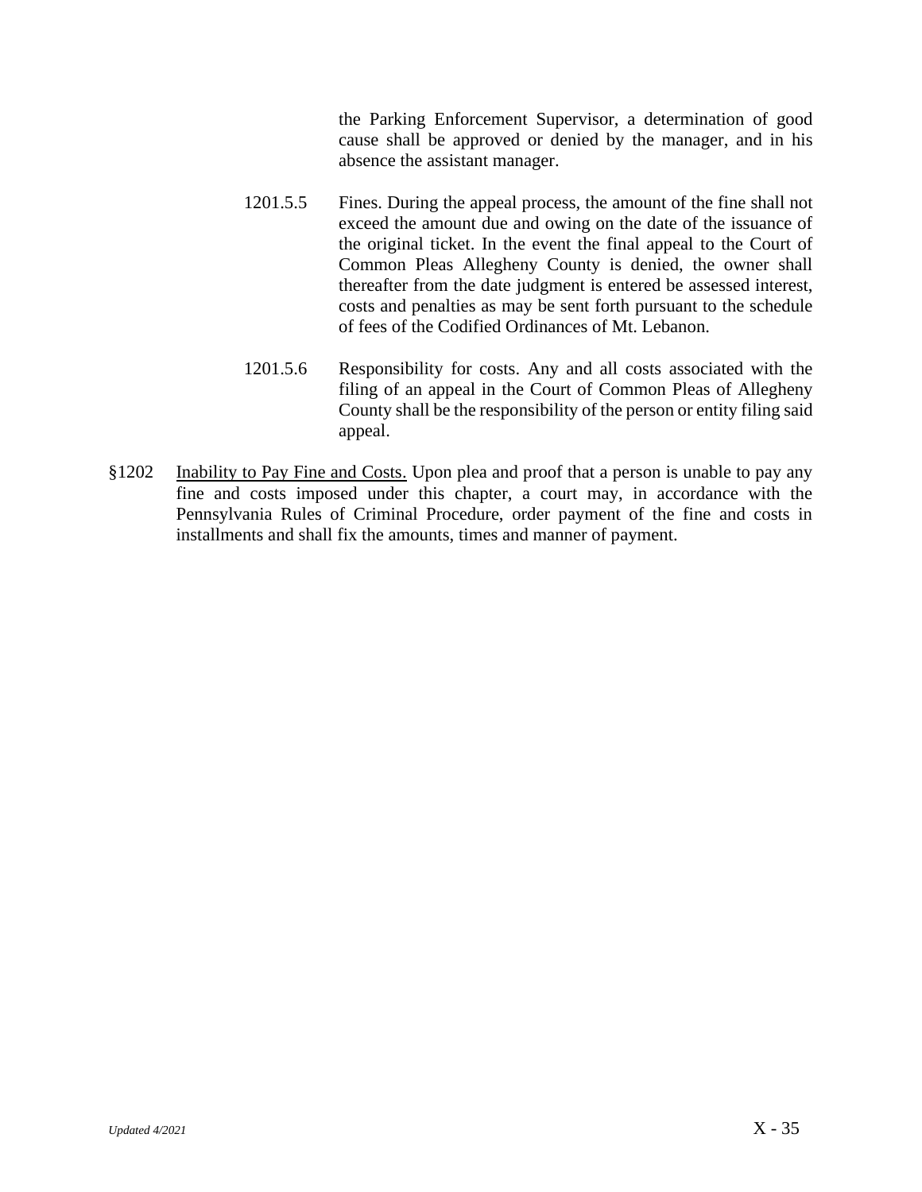the Parking Enforcement Supervisor, a determination of good cause shall be approved or denied by the manager, and in his absence the assistant manager.

1201.5.5 Fines. During the appeal process, the amount of the fine shall not exceed the amount due and owing on the date of the issuance of the original ticket. In the event the final appeal to the Court of Common Pleas Allegheny County is denied, the owner shall thereafter from the date judgment is entered be assessed interest, costs and penalties as may be sent forth pursuant to the schedule of fees of the Codified Ordinances of Mt. Lebanon.

1201.5.6 Responsibility for costs. Any and all costs associated with the filing of an appeal in the Court of Common Pleas of Allegheny County shall be the responsibility of the person or entity filing said appeal.

§1202 Inability to Pay Fine and Costs. Upon plea and proof that a person is unable to pay any fine and costs imposed under this chapter, a court may, in accordance with the Pennsylvania Rules of Criminal Procedure, order payment of the fine and costs in installments and shall fix the amounts, times and manner of payment.